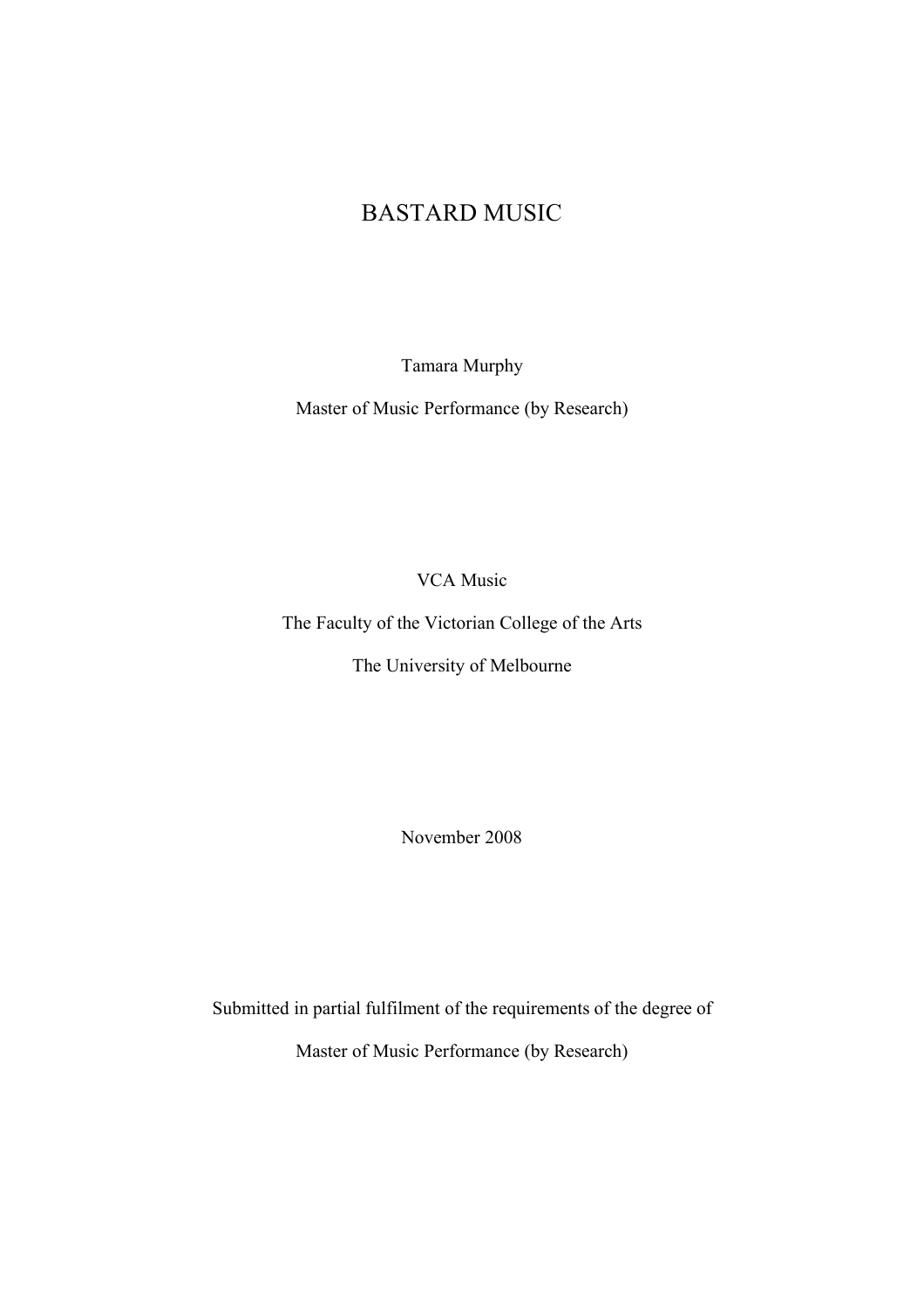# BASTARD MUSIC

Tamara Murphy

Master of Music Performance (by Research)

VCA Music

The Faculty of the Victorian College of the Arts

The University of Melbourne

November 2008

Submitted in partial fulfilment of the requirements of the degree of

Master of Music Performance (by Research)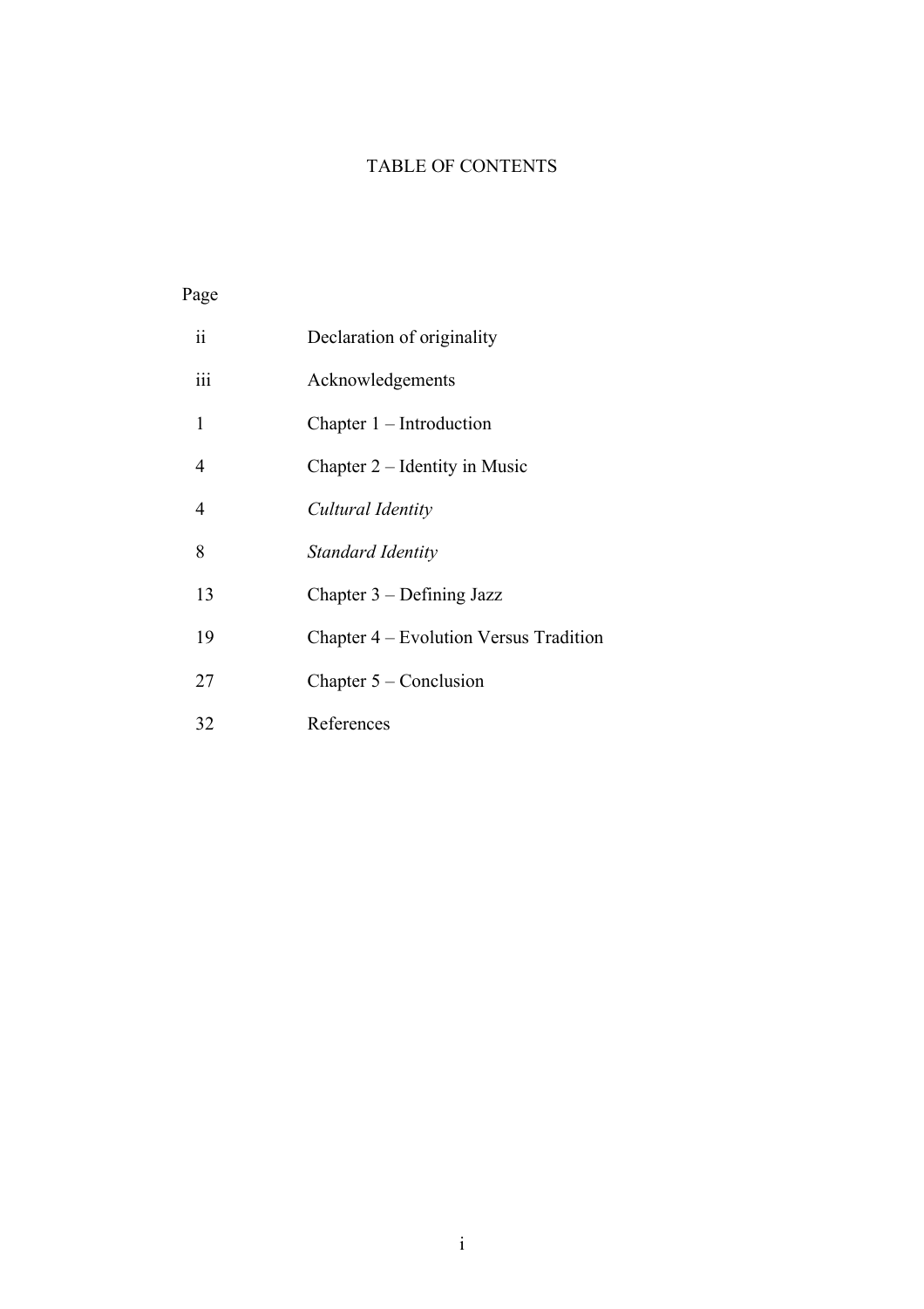# TABLE OF CONTENTS

| Page | |
|---|---|
| ii | Declaration of originality |
| iii | Acknowledgements |
| 1 | Chapter 1 – Introduction |
| 4 | Chapter 2 – Identity in Music |
| 4 | *Cultural Identity* |
| 8 | *Standard Identity* |
| 13 | Chapter 3 – Defining Jazz |
| 19 | Chapter 4 – Evolution Versus Tradition |
| 27 | Chapter 5 – Conclusion |
| 32 | References |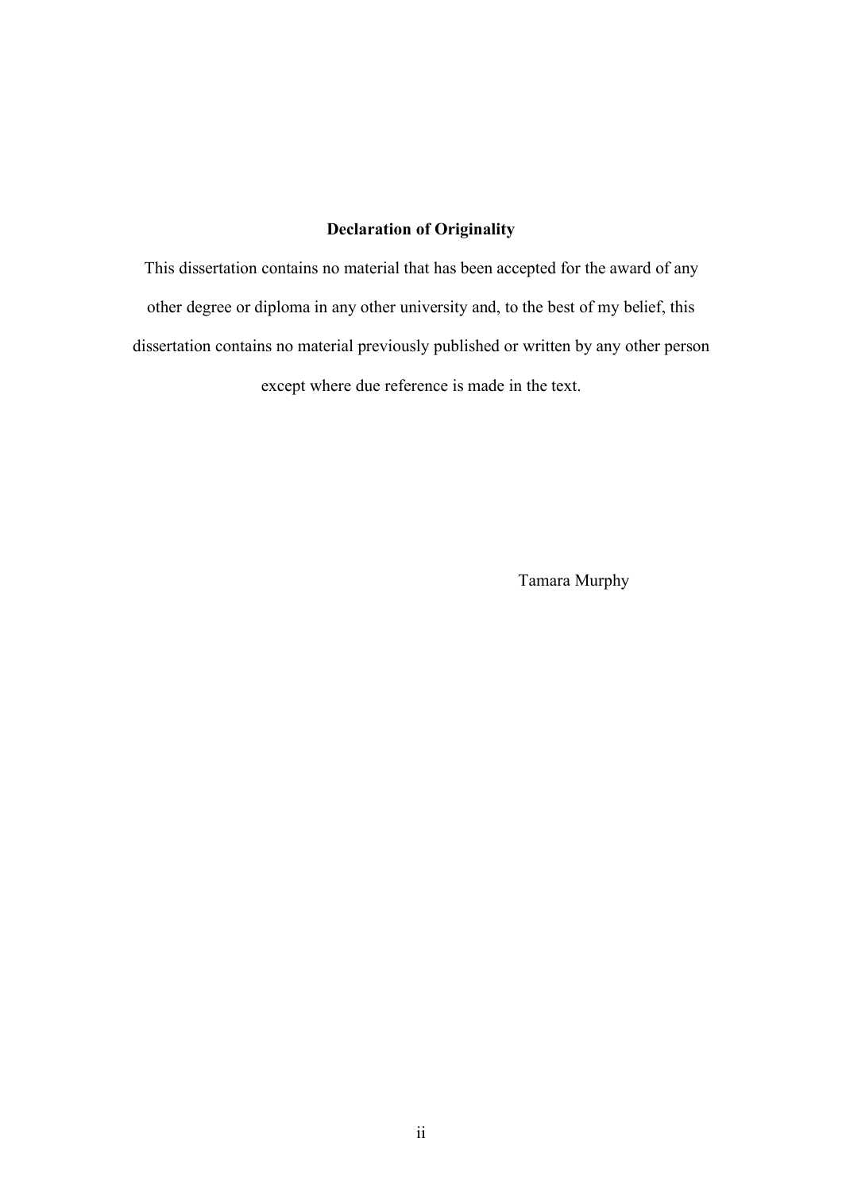**Declaration of Originality**

This dissertation contains no material that has been accepted for the award of any other degree or diploma in any other university and, to the best of my belief, this dissertation contains no material previously published or written by any other person except where due reference is made in the text.

Tamara Murphy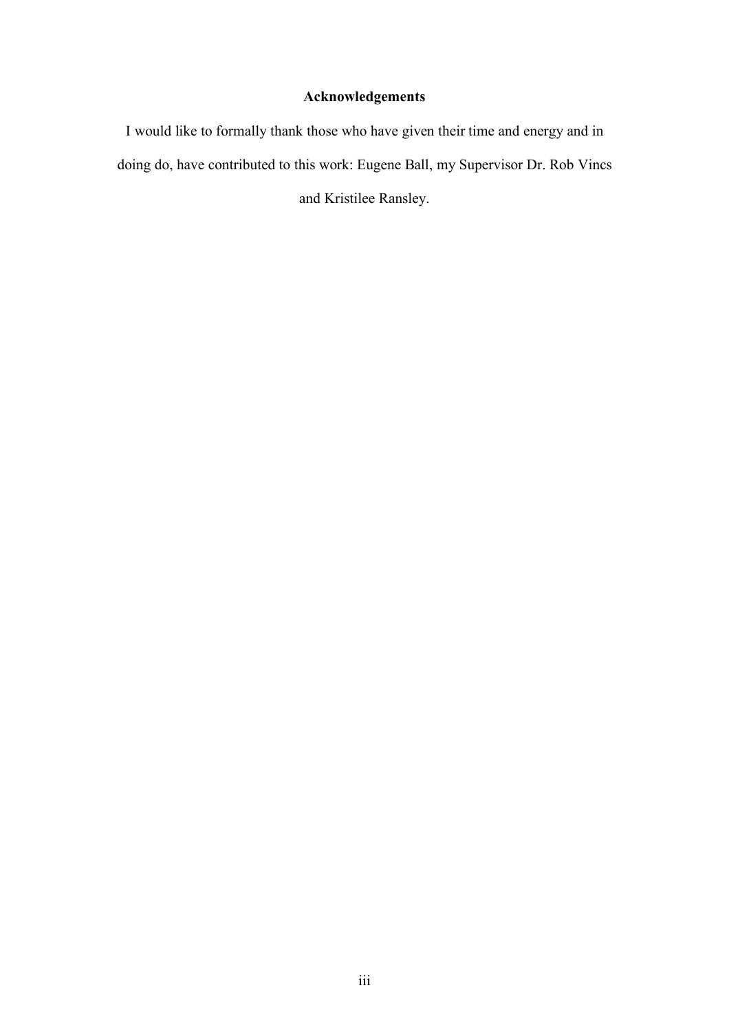# Acknowledgements

I would like to formally thank those who have given their time and energy and in doing do, have contributed to this work: Eugene Ball, my Supervisor Dr. Rob Vincs and Kristilee Ransley.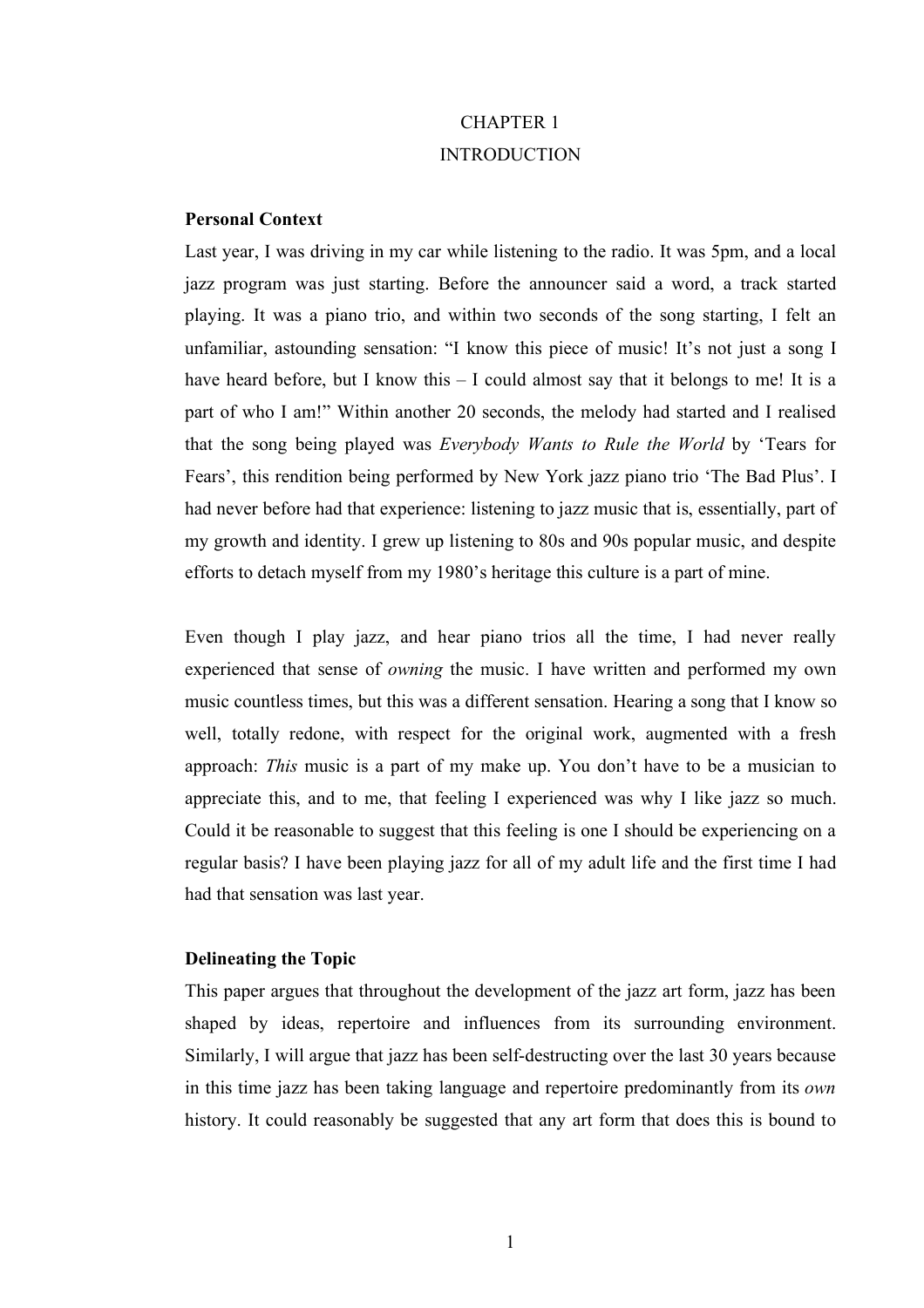# CHAPTER 1
# INTRODUCTION

**Personal Context**

Last year, I was driving in my car while listening to the radio. It was 5pm, and a local jazz program was just starting. Before the announcer said a word, a track started playing. It was a piano trio, and within two seconds of the song starting, I felt an unfamiliar, astounding sensation: "I know this piece of music! It's not just a song I have heard before, but I know this – I could almost say that it belongs to me! It is a part of who I am!" Within another 20 seconds, the melody had started and I realised that the song being played was *Everybody Wants to Rule the World* by 'Tears for Fears', this rendition being performed by New York jazz piano trio 'The Bad Plus'. I had never before had that experience: listening to jazz music that is, essentially, part of my growth and identity. I grew up listening to 80s and 90s popular music, and despite efforts to detach myself from my 1980's heritage this culture is a part of mine.

Even though I play jazz, and hear piano trios all the time, I had never really experienced that sense of *owning* the music. I have written and performed my own music countless times, but this was a different sensation. Hearing a song that I know so well, totally redone, with respect for the original work, augmented with a fresh approach: *This* music is a part of my make up. You don't have to be a musician to appreciate this, and to me, that feeling I experienced was why I like jazz so much. Could it be reasonable to suggest that this feeling is one I should be experiencing on a regular basis? I have been playing jazz for all of my adult life and the first time I had had that sensation was last year.

**Delineating the Topic**

This paper argues that throughout the development of the jazz art form, jazz has been shaped by ideas, repertoire and influences from its surrounding environment. Similarly, I will argue that jazz has been self-destructing over the last 30 years because in this time jazz has been taking language and repertoire predominantly from its *own* history. It could reasonably be suggested that any art form that does this is bound to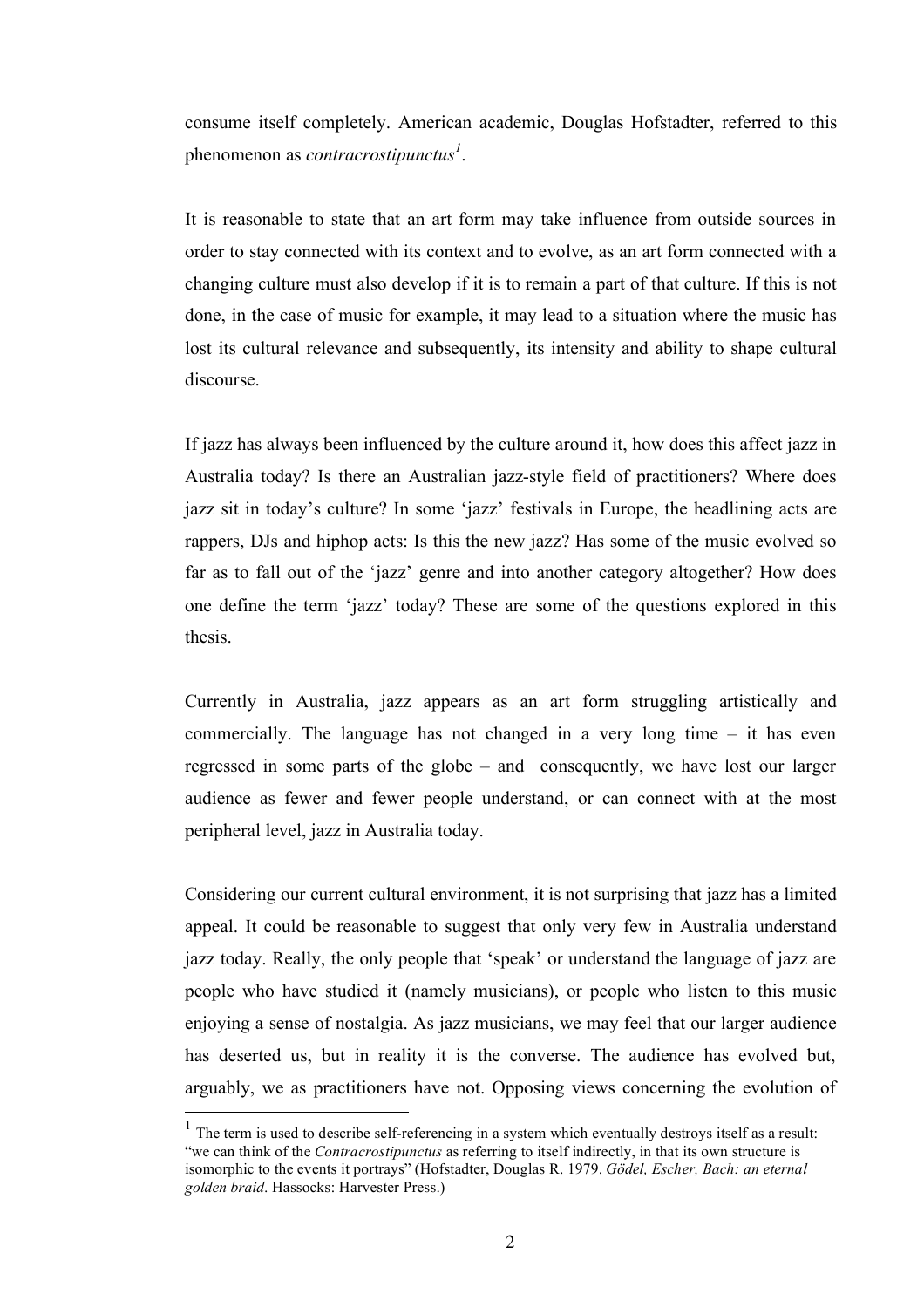consume itself completely. American academic, Douglas Hofstadter, referred to this phenomenon as *contracrostipunctus*[1].

It is reasonable to state that an art form may take influence from outside sources in order to stay connected with its context and to evolve, as an art form connected with a changing culture must also develop if it is to remain a part of that culture. If this is not done, in the case of music for example, it may lead to a situation where the music has lost its cultural relevance and subsequently, its intensity and ability to shape cultural discourse.

If jazz has always been influenced by the culture around it, how does this affect jazz in Australia today? Is there an Australian jazz-style field of practitioners? Where does jazz sit in today's culture? In some 'jazz' festivals in Europe, the headlining acts are rappers, DJs and hiphop acts: Is this the new jazz? Has some of the music evolved so far as to fall out of the 'jazz' genre and into another category altogether? How does one define the term 'jazz' today? These are some of the questions explored in this thesis.

Currently in Australia, jazz appears as an art form struggling artistically and commercially. The language has not changed in a very long time – it has even regressed in some parts of the globe – and consequently, we have lost our larger audience as fewer and fewer people understand, or can connect with at the most peripheral level, jazz in Australia today.

Considering our current cultural environment, it is not surprising that jazz has a limited appeal. It could be reasonable to suggest that only very few in Australia understand jazz today. Really, the only people that 'speak' or understand the language of jazz are people who have studied it (namely musicians), or people who listen to this music enjoying a sense of nostalgia. As jazz musicians, we may feel that our larger audience has deserted us, but in reality it is the converse. The audience has evolved but, arguably, we as practitioners have not. Opposing views concerning the evolution of

---

[1] The term is used to describe self-referencing in a system which eventually destroys itself as a result: "we can think of the *Contracrostipunctus* as referring to itself indirectly, in that its own structure is isomorphic to the events it portrays" (Hofstadter, Douglas R. 1979. *Gödel, Escher, Bach: an eternal golden braid*. Hassocks: Harvester Press.)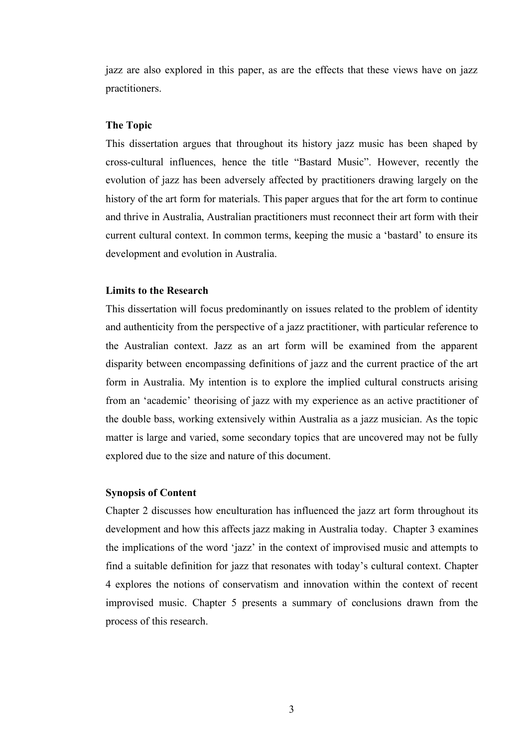jazz are also explored in this paper, as are the effects that these views have on jazz practitioners.

**The Topic**

This dissertation argues that throughout its history jazz music has been shaped by cross-cultural influences, hence the title "Bastard Music". However, recently the evolution of jazz has been adversely affected by practitioners drawing largely on the history of the art form for materials. This paper argues that for the art form to continue and thrive in Australia, Australian practitioners must reconnect their art form with their current cultural context. In common terms, keeping the music a 'bastard' to ensure its development and evolution in Australia.

**Limits to the Research**

This dissertation will focus predominantly on issues related to the problem of identity and authenticity from the perspective of a jazz practitioner, with particular reference to the Australian context. Jazz as an art form will be examined from the apparent disparity between encompassing definitions of jazz and the current practice of the art form in Australia. My intention is to explore the implied cultural constructs arising from an 'academic' theorising of jazz with my experience as an active practitioner of the double bass, working extensively within Australia as a jazz musician. As the topic matter is large and varied, some secondary topics that are uncovered may not be fully explored due to the size and nature of this document.

**Synopsis of Content**

Chapter 2 discusses how enculturation has influenced the jazz art form throughout its development and how this affects jazz making in Australia today. Chapter 3 examines the implications of the word 'jazz' in the context of improvised music and attempts to find a suitable definition for jazz that resonates with today's cultural context. Chapter 4 explores the notions of conservatism and innovation within the context of recent improvised music. Chapter 5 presents a summary of conclusions drawn from the process of this research.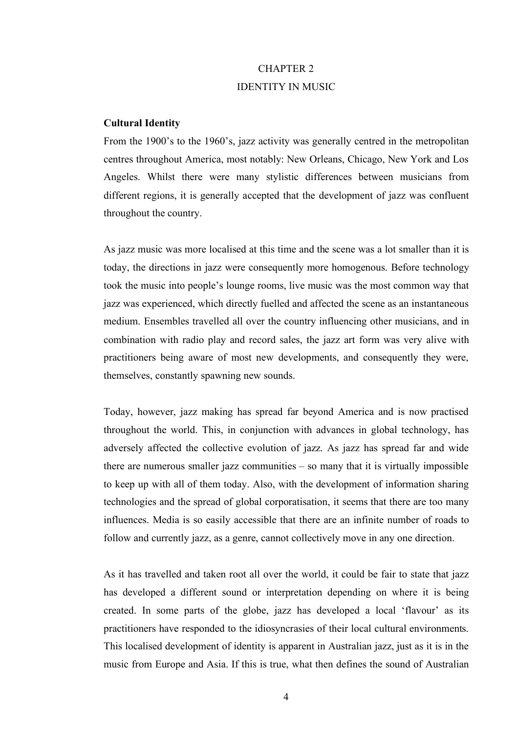# CHAPTER 2
# IDENTITY IN MUSIC

**Cultural Identity**

From the 1900's to the 1960's, jazz activity was generally centred in the metropolitan centres throughout America, most notably: New Orleans, Chicago, New York and Los Angeles. Whilst there were many stylistic differences between musicians from different regions, it is generally accepted that the development of jazz was confluent throughout the country.

As jazz music was more localised at this time and the scene was a lot smaller than it is today, the directions in jazz were consequently more homogenous. Before technology took the music into people's lounge rooms, live music was the most common way that jazz was experienced, which directly fuelled and affected the scene as an instantaneous medium. Ensembles travelled all over the country influencing other musicians, and in combination with radio play and record sales, the jazz art form was very alive with practitioners being aware of most new developments, and consequently they were, themselves, constantly spawning new sounds.

Today, however, jazz making has spread far beyond America and is now practised throughout the world. This, in conjunction with advances in global technology, has adversely affected the collective evolution of jazz. As jazz has spread far and wide there are numerous smaller jazz communities – so many that it is virtually impossible to keep up with all of them today. Also, with the development of information sharing technologies and the spread of global corporatisation, it seems that there are too many influences. Media is so easily accessible that there are an infinite number of roads to follow and currently jazz, as a genre, cannot collectively move in any one direction.

As it has travelled and taken root all over the world, it could be fair to state that jazz has developed a different sound or interpretation depending on where it is being created. In some parts of the globe, jazz has developed a local 'flavour' as its practitioners have responded to the idiosyncrasies of their local cultural environments. This localised development of identity is apparent in Australian jazz, just as it is in the music from Europe and Asia. If this is true, what then defines the sound of Australian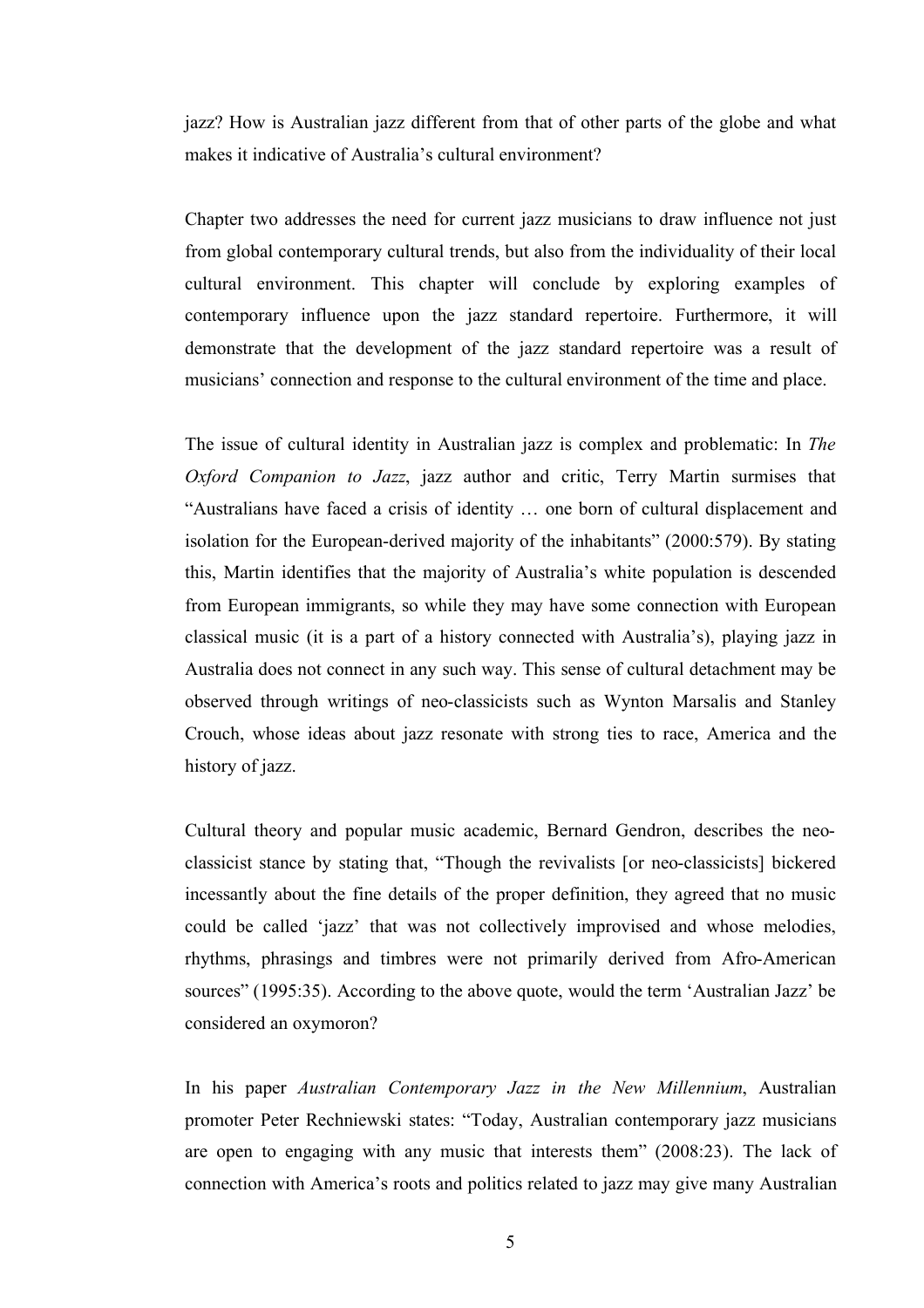jazz? How is Australian jazz different from that of other parts of the globe and what makes it indicative of Australia's cultural environment?

Chapter two addresses the need for current jazz musicians to draw influence not just from global contemporary cultural trends, but also from the individuality of their local cultural environment. This chapter will conclude by exploring examples of contemporary influence upon the jazz standard repertoire. Furthermore, it will demonstrate that the development of the jazz standard repertoire was a result of musicians' connection and response to the cultural environment of the time and place.

The issue of cultural identity in Australian jazz is complex and problematic: In *The Oxford Companion to Jazz*, jazz author and critic, Terry Martin surmises that "Australians have faced a crisis of identity … one born of cultural displacement and isolation for the European-derived majority of the inhabitants" (2000:579). By stating this, Martin identifies that the majority of Australia's white population is descended from European immigrants, so while they may have some connection with European classical music (it is a part of a history connected with Australia's), playing jazz in Australia does not connect in any such way. This sense of cultural detachment may be observed through writings of neo-classicists such as Wynton Marsalis and Stanley Crouch, whose ideas about jazz resonate with strong ties to race, America and the history of jazz.

Cultural theory and popular music academic, Bernard Gendron, describes the neo-classicist stance by stating that, "Though the revivalists [or neo-classicists] bickered incessantly about the fine details of the proper definition, they agreed that no music could be called 'jazz' that was not collectively improvised and whose melodies, rhythms, phrasings and timbres were not primarily derived from Afro-American sources" (1995:35). According to the above quote, would the term 'Australian Jazz' be considered an oxymoron?

In his paper *Australian Contemporary Jazz in the New Millennium*, Australian promoter Peter Rechniewski states: "Today, Australian contemporary jazz musicians are open to engaging with any music that interests them" (2008:23). The lack of connection with America's roots and politics related to jazz may give many Australian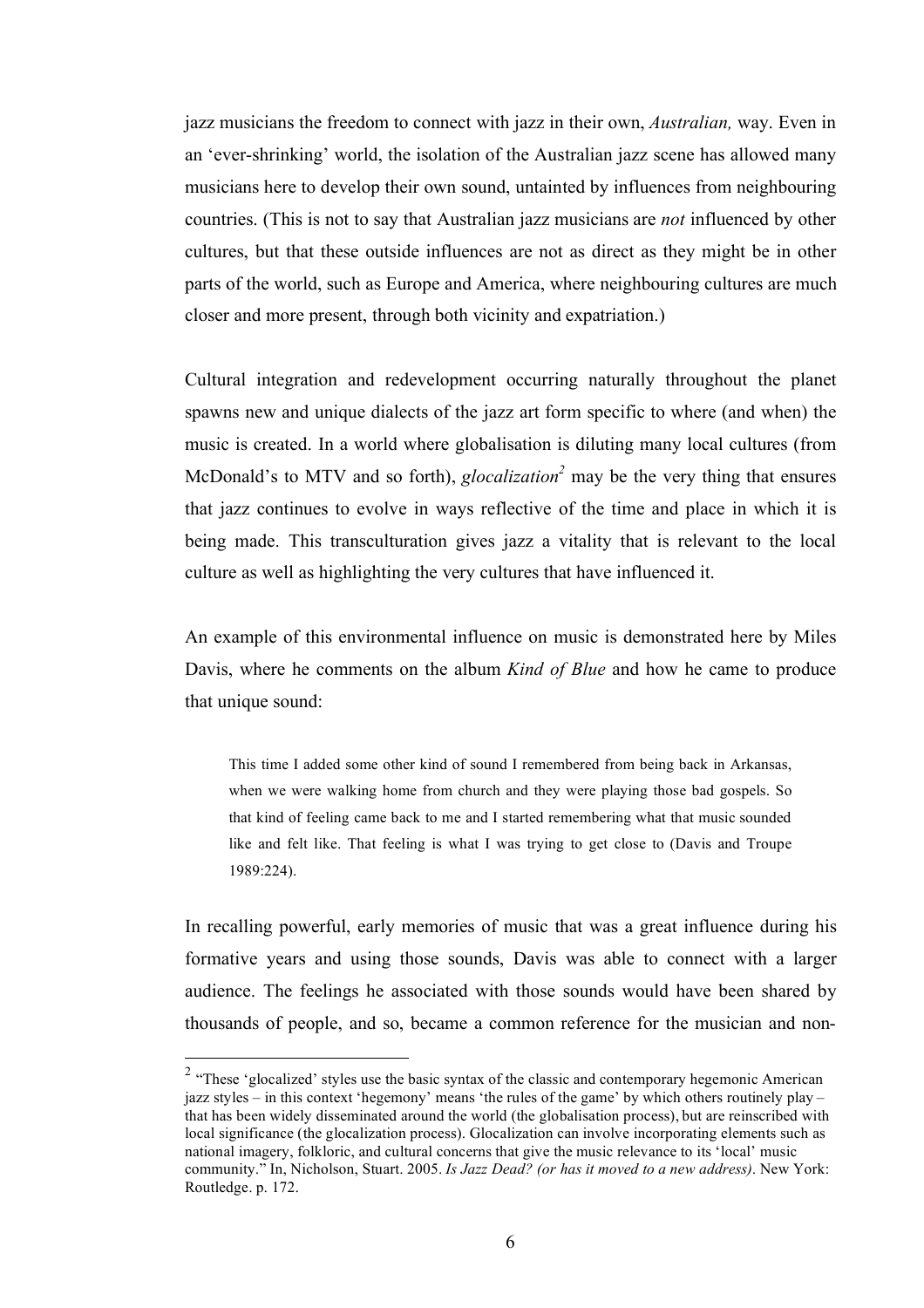jazz musicians the freedom to connect with jazz in their own, *Australian,* way. Even in an 'ever-shrinking' world, the isolation of the Australian jazz scene has allowed many musicians here to develop their own sound, untainted by influences from neighbouring countries. (This is not to say that Australian jazz musicians are *not* influenced by other cultures, but that these outside influences are not as direct as they might be in other parts of the world, such as Europe and America, where neighbouring cultures are much closer and more present, through both vicinity and expatriation.)

Cultural integration and redevelopment occurring naturally throughout the planet spawns new and unique dialects of the jazz art form specific to where (and when) the music is created. In a world where globalisation is diluting many local cultures (from McDonald's to MTV and so forth), *glocalization*[2] may be the very thing that ensures that jazz continues to evolve in ways reflective of the time and place in which it is being made. This transculturation gives jazz a vitality that is relevant to the local culture as well as highlighting the very cultures that have influenced it.

An example of this environmental influence on music is demonstrated here by Miles Davis, where he comments on the album *Kind of Blue* and how he came to produce that unique sound:

> This time I added some other kind of sound I remembered from being back in Arkansas, when we were walking home from church and they were playing those bad gospels. So that kind of feeling came back to me and I started remembering what that music sounded like and felt like. That feeling is what I was trying to get close to (Davis and Troupe 1989:224).

In recalling powerful, early memories of music that was a great influence during his formative years and using those sounds, Davis was able to connect with a larger audience. The feelings he associated with those sounds would have been shared by thousands of people, and so, became a common reference for the musician and non-

---

[2] "These 'glocalized' styles use the basic syntax of the classic and contemporary hegemonic American jazz styles – in this context 'hegemony' means 'the rules of the game' by which others routinely play – that has been widely disseminated around the world (the globalisation process), but are reinscribed with local significance (the glocalization process). Glocalization can involve incorporating elements such as national imagery, folkloric, and cultural concerns that give the music relevance to its 'local' music community." In, Nicholson, Stuart. 2005. *Is Jazz Dead? (or has it moved to a new address)*. New York: Routledge. p. 172.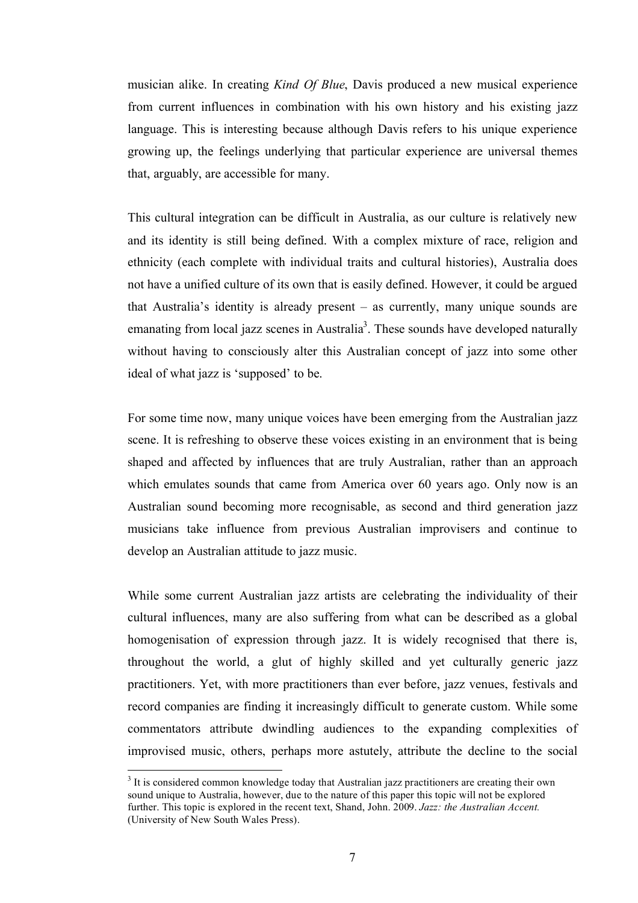musician alike. In creating *Kind Of Blue*, Davis produced a new musical experience from current influences in combination with his own history and his existing jazz language. This is interesting because although Davis refers to his unique experience growing up, the feelings underlying that particular experience are universal themes that, arguably, are accessible for many.

This cultural integration can be difficult in Australia, as our culture is relatively new and its identity is still being defined. With a complex mixture of race, religion and ethnicity (each complete with individual traits and cultural histories), Australia does not have a unified culture of its own that is easily defined. However, it could be argued that Australia's identity is already present – as currently, many unique sounds are emanating from local jazz scenes in Australia[3]. These sounds have developed naturally without having to consciously alter this Australian concept of jazz into some other ideal of what jazz is 'supposed' to be.

For some time now, many unique voices have been emerging from the Australian jazz scene. It is refreshing to observe these voices existing in an environment that is being shaped and affected by influences that are truly Australian, rather than an approach which emulates sounds that came from America over 60 years ago. Only now is an Australian sound becoming more recognisable, as second and third generation jazz musicians take influence from previous Australian improvisers and continue to develop an Australian attitude to jazz music.

While some current Australian jazz artists are celebrating the individuality of their cultural influences, many are also suffering from what can be described as a global homogenisation of expression through jazz. It is widely recognised that there is, throughout the world, a glut of highly skilled and yet culturally generic jazz practitioners. Yet, with more practitioners than ever before, jazz venues, festivals and record companies are finding it increasingly difficult to generate custom. While some commentators attribute dwindling audiences to the expanding complexities of improvised music, others, perhaps more astutely, attribute the decline to the social

[3] It is considered common knowledge today that Australian jazz practitioners are creating their own sound unique to Australia, however, due to the nature of this paper this topic will not be explored further. This topic is explored in the recent text, Shand, John. 2009. *Jazz: the Australian Accent.* (University of New South Wales Press).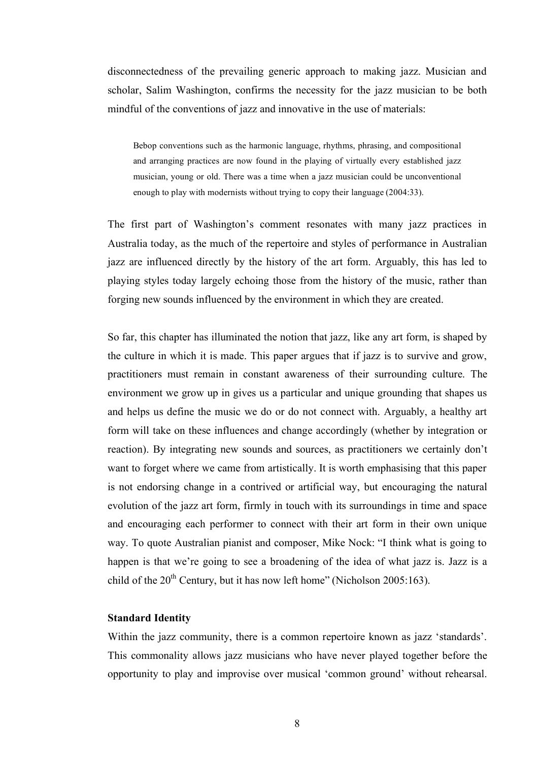disconnectedness of the prevailing generic approach to making jazz. Musician and scholar, Salim Washington, confirms the necessity for the jazz musician to be both mindful of the conventions of jazz and innovative in the use of materials:

> Bebop conventions such as the harmonic language, rhythms, phrasing, and compositional and arranging practices are now found in the playing of virtually every established jazz musician, young or old. There was a time when a jazz musician could be unconventional enough to play with modernists without trying to copy their language (2004:33).

The first part of Washington's comment resonates with many jazz practices in Australia today, as the much of the repertoire and styles of performance in Australian jazz are influenced directly by the history of the art form. Arguably, this has led to playing styles today largely echoing those from the history of the music, rather than forging new sounds influenced by the environment in which they are created.

So far, this chapter has illuminated the notion that jazz, like any art form, is shaped by the culture in which it is made. This paper argues that if jazz is to survive and grow, practitioners must remain in constant awareness of their surrounding culture. The environment we grow up in gives us a particular and unique grounding that shapes us and helps us define the music we do or do not connect with. Arguably, a healthy art form will take on these influences and change accordingly (whether by integration or reaction). By integrating new sounds and sources, as practitioners we certainly don't want to forget where we came from artistically. It is worth emphasising that this paper is not endorsing change in a contrived or artificial way, but encouraging the natural evolution of the jazz art form, firmly in touch with its surroundings in time and space and encouraging each performer to connect with their art form in their own unique way. To quote Australian pianist and composer, Mike Nock: "I think what is going to happen is that we're going to see a broadening of the idea of what jazz is. Jazz is a child of the 20th Century, but it has now left home" (Nicholson 2005:163).

**Standard Identity**

Within the jazz community, there is a common repertoire known as jazz 'standards'. This commonality allows jazz musicians who have never played together before the opportunity to play and improvise over musical 'common ground' without rehearsal.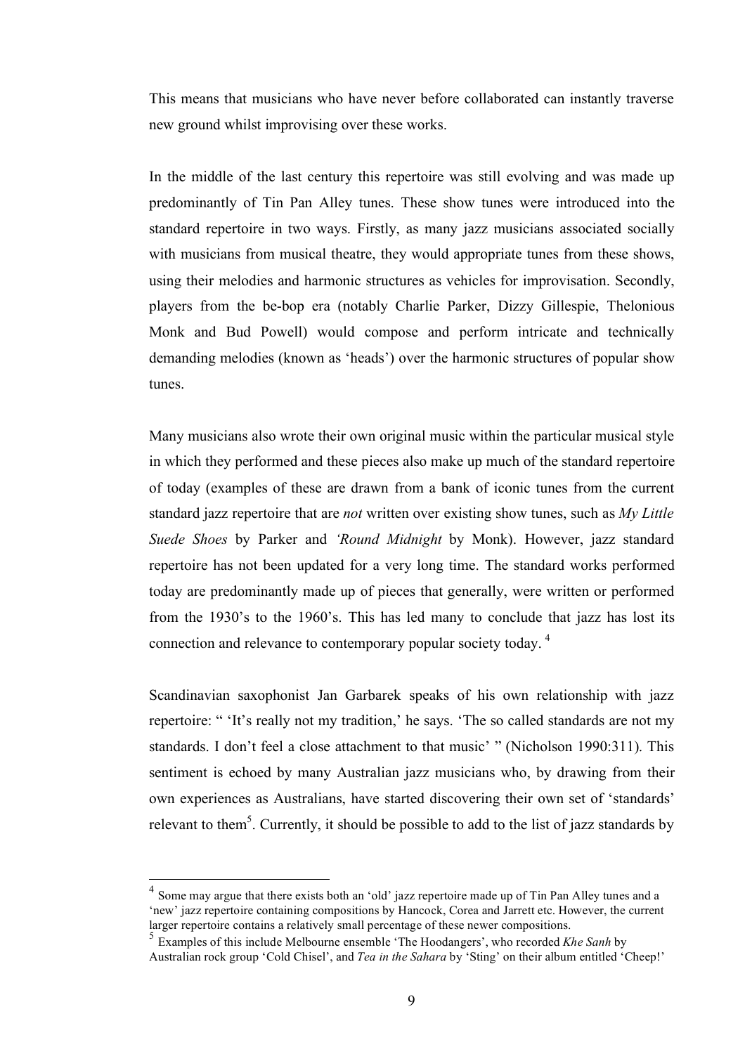This means that musicians who have never before collaborated can instantly traverse new ground whilst improvising over these works.

In the middle of the last century this repertoire was still evolving and was made up predominantly of Tin Pan Alley tunes. These show tunes were introduced into the standard repertoire in two ways. Firstly, as many jazz musicians associated socially with musicians from musical theatre, they would appropriate tunes from these shows, using their melodies and harmonic structures as vehicles for improvisation. Secondly, players from the be-bop era (notably Charlie Parker, Dizzy Gillespie, Thelonious Monk and Bud Powell) would compose and perform intricate and technically demanding melodies (known as 'heads') over the harmonic structures of popular show tunes.

Many musicians also wrote their own original music within the particular musical style in which they performed and these pieces also make up much of the standard repertoire of today (examples of these are drawn from a bank of iconic tunes from the current standard jazz repertoire that are *not* written over existing show tunes, such as *My Little Suede Shoes* by Parker and *'Round Midnight* by Monk). However, jazz standard repertoire has not been updated for a very long time. The standard works performed today are predominantly made up of pieces that generally, were written or performed from the 1930's to the 1960's. This has led many to conclude that jazz has lost its connection and relevance to contemporary popular society today. [4]

Scandinavian saxophonist Jan Garbarek speaks of his own relationship with jazz repertoire: " 'It's really not my tradition,' he says. 'The so called standards are not my standards. I don't feel a close attachment to that music' " (Nicholson 1990:311). This sentiment is echoed by many Australian jazz musicians who, by drawing from their own experiences as Australians, have started discovering their own set of 'standards' relevant to them[5]. Currently, it should be possible to add to the list of jazz standards by

---

[4] Some may argue that there exists both an 'old' jazz repertoire made up of Tin Pan Alley tunes and a 'new' jazz repertoire containing compositions by Hancock, Corea and Jarrett etc. However, the current larger repertoire contains a relatively small percentage of these newer compositions.

[5] Examples of this include Melbourne ensemble 'The Hoodangers', who recorded *Khe Sanh* by Australian rock group 'Cold Chisel', and *Tea in the Sahara* by 'Sting' on their album entitled 'Cheep!'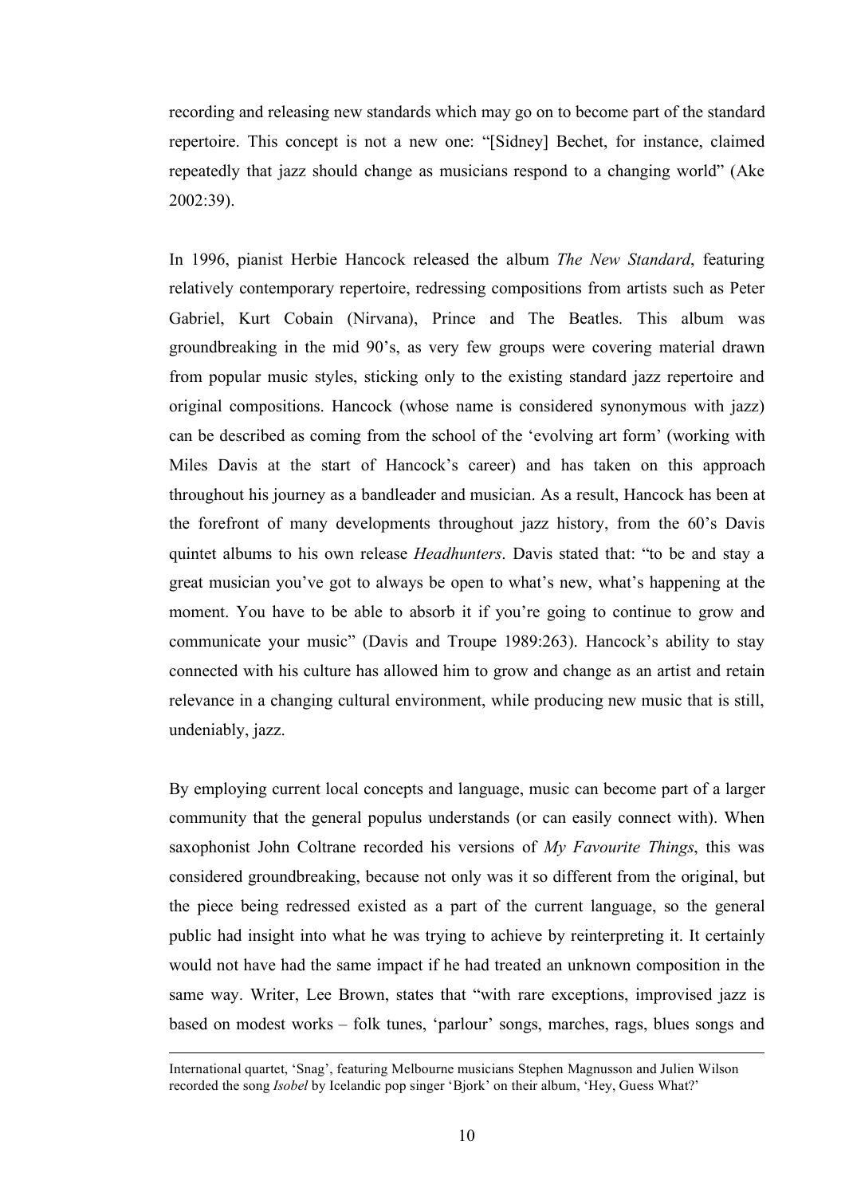recording and releasing new standards which may go on to become part of the standard repertoire. This concept is not a new one: "[Sidney] Bechet, for instance, claimed repeatedly that jazz should change as musicians respond to a changing world" (Ake 2002:39).

In 1996, pianist Herbie Hancock released the album *The New Standard*, featuring relatively contemporary repertoire, redressing compositions from artists such as Peter Gabriel, Kurt Cobain (Nirvana), Prince and The Beatles. This album was groundbreaking in the mid 90's, as very few groups were covering material drawn from popular music styles, sticking only to the existing standard jazz repertoire and original compositions. Hancock (whose name is considered synonymous with jazz) can be described as coming from the school of the 'evolving art form' (working with Miles Davis at the start of Hancock's career) and has taken on this approach throughout his journey as a bandleader and musician. As a result, Hancock has been at the forefront of many developments throughout jazz history, from the 60's Davis quintet albums to his own release *Headhunters*. Davis stated that: "to be and stay a great musician you've got to always be open to what's new, what's happening at the moment. You have to be able to absorb it if you're going to continue to grow and communicate your music" (Davis and Troupe 1989:263). Hancock's ability to stay connected with his culture has allowed him to grow and change as an artist and retain relevance in a changing cultural environment, while producing new music that is still, undeniably, jazz.

By employing current local concepts and language, music can become part of a larger community that the general populus understands (or can easily connect with). When saxophonist John Coltrane recorded his versions of *My Favourite Things*, this was considered groundbreaking, because not only was it so different from the original, but the piece being redressed existed as a part of the current language, so the general public had insight into what he was trying to achieve by reinterpreting it. It certainly would not have had the same impact if he had treated an unknown composition in the same way. Writer, Lee Brown, states that "with rare exceptions, improvised jazz is based on modest works – folk tunes, 'parlour' songs, marches, rags, blues songs and

---

International quartet, 'Snag', featuring Melbourne musicians Stephen Magnusson and Julien Wilson recorded the song *Isobel* by Icelandic pop singer 'Bjork' on their album, 'Hey, Guess What?'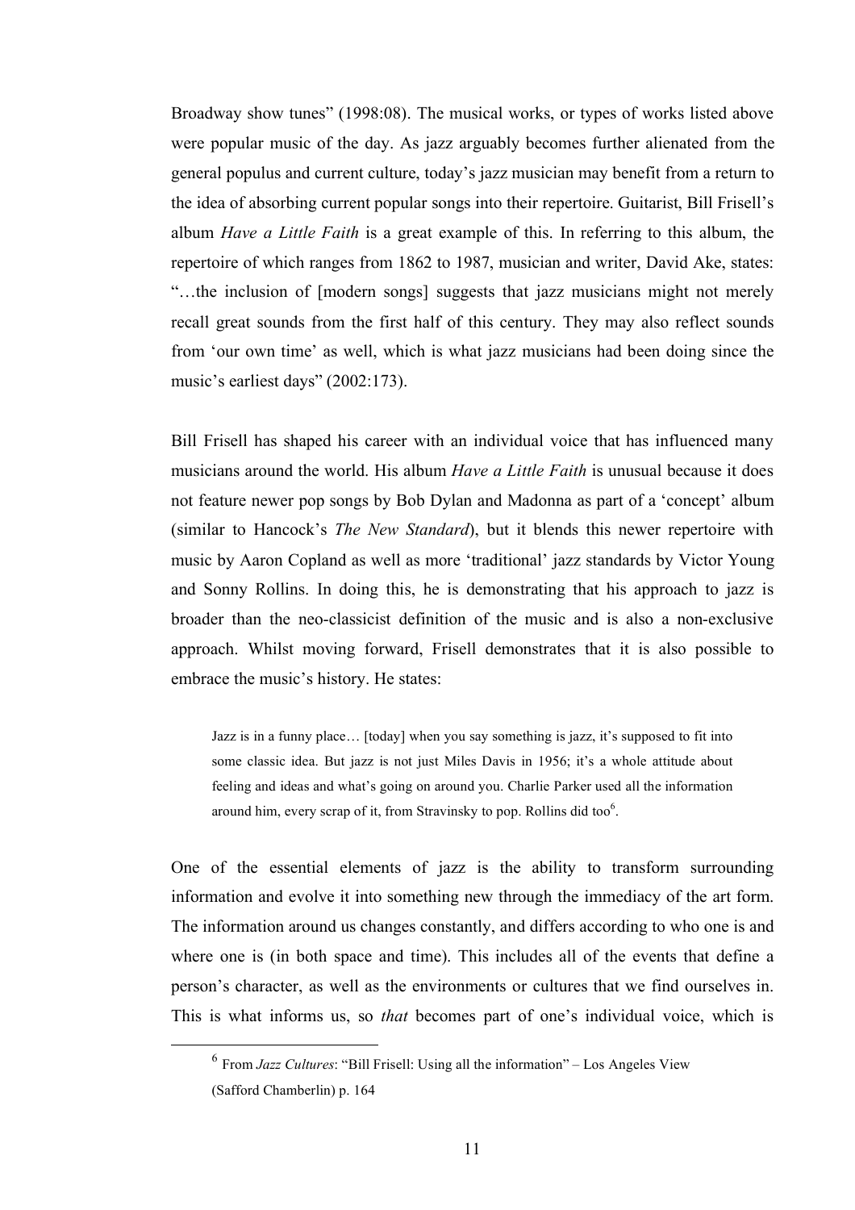Broadway show tunes" (1998:08). The musical works, or types of works listed above were popular music of the day. As jazz arguably becomes further alienated from the general populus and current culture, today's jazz musician may benefit from a return to the idea of absorbing current popular songs into their repertoire. Guitarist, Bill Frisell's album *Have a Little Faith* is a great example of this. In referring to this album, the repertoire of which ranges from 1862 to 1987, musician and writer, David Ake, states: "…the inclusion of [modern songs] suggests that jazz musicians might not merely recall great sounds from the first half of this century. They may also reflect sounds from 'our own time' as well, which is what jazz musicians had been doing since the music's earliest days" (2002:173).

Bill Frisell has shaped his career with an individual voice that has influenced many musicians around the world. His album *Have a Little Faith* is unusual because it does not feature newer pop songs by Bob Dylan and Madonna as part of a 'concept' album (similar to Hancock's *The New Standard*), but it blends this newer repertoire with music by Aaron Copland as well as more 'traditional' jazz standards by Victor Young and Sonny Rollins. In doing this, he is demonstrating that his approach to jazz is broader than the neo-classicist definition of the music and is also a non-exclusive approach. Whilst moving forward, Frisell demonstrates that it is also possible to embrace the music's history. He states:

> Jazz is in a funny place… [today] when you say something is jazz, it's supposed to fit into some classic idea. But jazz is not just Miles Davis in 1956; it's a whole attitude about feeling and ideas and what's going on around you. Charlie Parker used all the information around him, every scrap of it, from Stravinsky to pop. Rollins did too[6].

One of the essential elements of jazz is the ability to transform surrounding information and evolve it into something new through the immediacy of the art form. The information around us changes constantly, and differs according to who one is and where one is (in both space and time). This includes all of the events that define a person's character, as well as the environments or cultures that we find ourselves in. This is what informs us, so *that* becomes part of one's individual voice, which is

---

[6] From *Jazz Cultures*: "Bill Frisell: Using all the information" – Los Angeles View (Safford Chamberlin) p. 164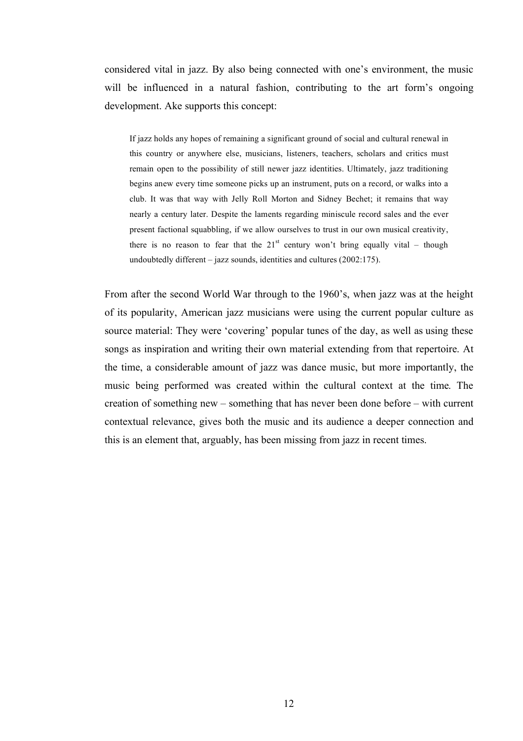considered vital in jazz. By also being connected with one's environment, the music will be influenced in a natural fashion, contributing to the art form's ongoing development. Ake supports this concept:

> If jazz holds any hopes of remaining a significant ground of social and cultural renewal in this country or anywhere else, musicians, listeners, teachers, scholars and critics must remain open to the possibility of still newer jazz identities. Ultimately, jazz traditioning begins anew every time someone picks up an instrument, puts on a record, or walks into a club. It was that way with Jelly Roll Morton and Sidney Bechet; it remains that way nearly a century later. Despite the laments regarding miniscule record sales and the ever present factional squabbling, if we allow ourselves to trust in our own musical creativity, there is no reason to fear that the 21st century won't bring equally vital – though undoubtedly different – jazz sounds, identities and cultures (2002:175).

From after the second World War through to the 1960's, when jazz was at the height of its popularity, American jazz musicians were using the current popular culture as source material: They were 'covering' popular tunes of the day, as well as using these songs as inspiration and writing their own material extending from that repertoire. At the time, a considerable amount of jazz was dance music, but more importantly, the music being performed was created within the cultural context at the time. The creation of something new – something that has never been done before – with current contextual relevance, gives both the music and its audience a deeper connection and this is an element that, arguably, has been missing from jazz in recent times.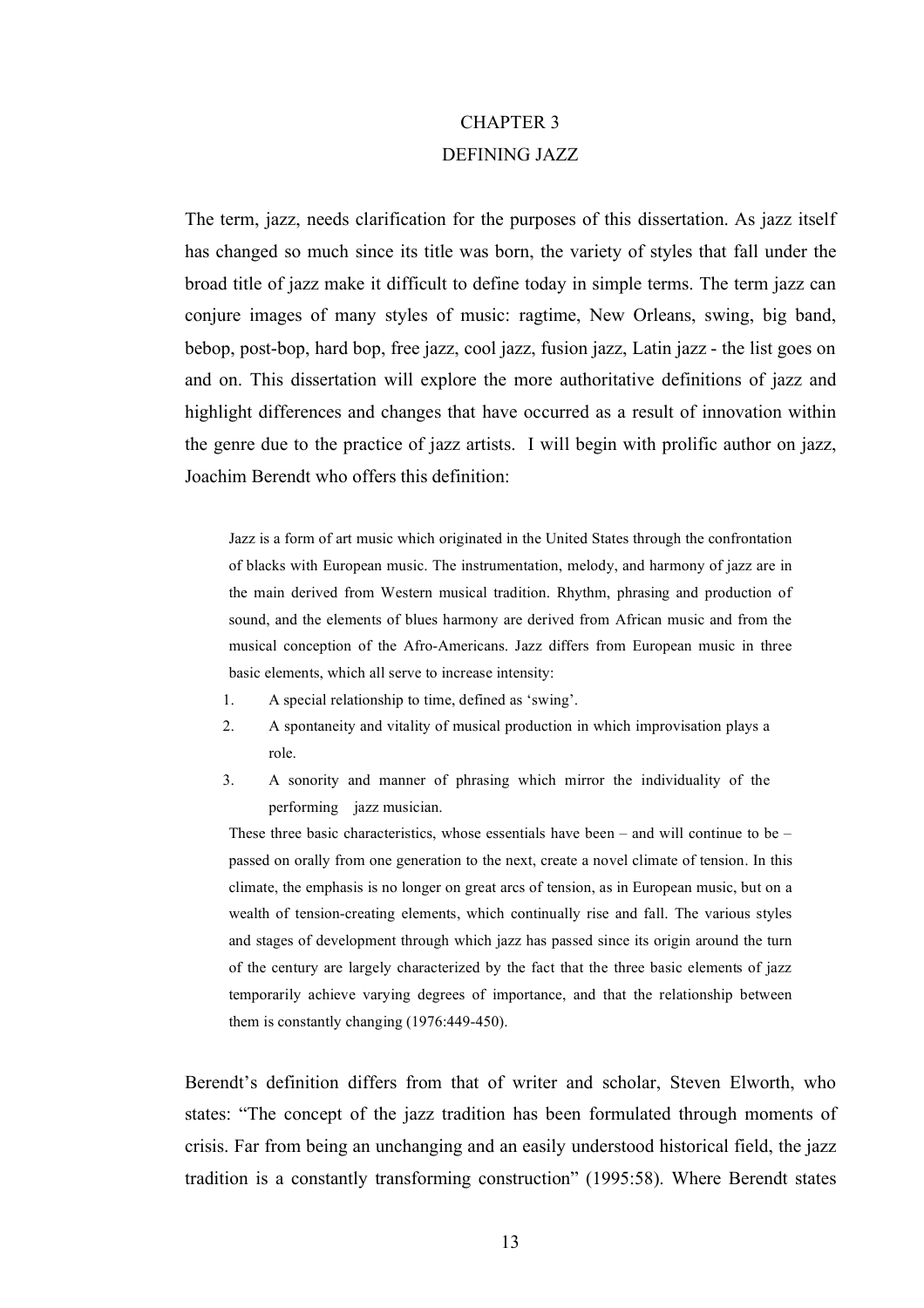# CHAPTER 3
# DEFINING JAZZ

The term, jazz, needs clarification for the purposes of this dissertation. As jazz itself has changed so much since its title was born, the variety of styles that fall under the broad title of jazz make it difficult to define today in simple terms. The term jazz can conjure images of many styles of music: ragtime, New Orleans, swing, big band, bebop, post-bop, hard bop, free jazz, cool jazz, fusion jazz, Latin jazz - the list goes on and on. This dissertation will explore the more authoritative definitions of jazz and highlight differences and changes that have occurred as a result of innovation within the genre due to the practice of jazz artists. I will begin with prolific author on jazz, Joachim Berendt who offers this definition:

> Jazz is a form of art music which originated in the United States through the confrontation of blacks with European music. The instrumentation, melody, and harmony of jazz are in the main derived from Western musical tradition. Rhythm, phrasing and production of sound, and the elements of blues harmony are derived from African music and from the musical conception of the Afro-Americans. Jazz differs from European music in three basic elements, which all serve to increase intensity:
>
> 1. A special relationship to time, defined as 'swing'.
> 2. A spontaneity and vitality of musical production in which improvisation plays a role.
> 3. A sonority and manner of phrasing which mirror the individuality of the performing jazz musician.
>
> These three basic characteristics, whose essentials have been – and will continue to be – passed on orally from one generation to the next, create a novel climate of tension. In this climate, the emphasis is no longer on great arcs of tension, as in European music, but on a wealth of tension-creating elements, which continually rise and fall. The various styles and stages of development through which jazz has passed since its origin around the turn of the century are largely characterized by the fact that the three basic elements of jazz temporarily achieve varying degrees of importance, and that the relationship between them is constantly changing (1976:449-450).

Berendt's definition differs from that of writer and scholar, Steven Elworth, who states: "The concept of the jazz tradition has been formulated through moments of crisis. Far from being an unchanging and an easily understood historical field, the jazz tradition is a constantly transforming construction" (1995:58). Where Berendt states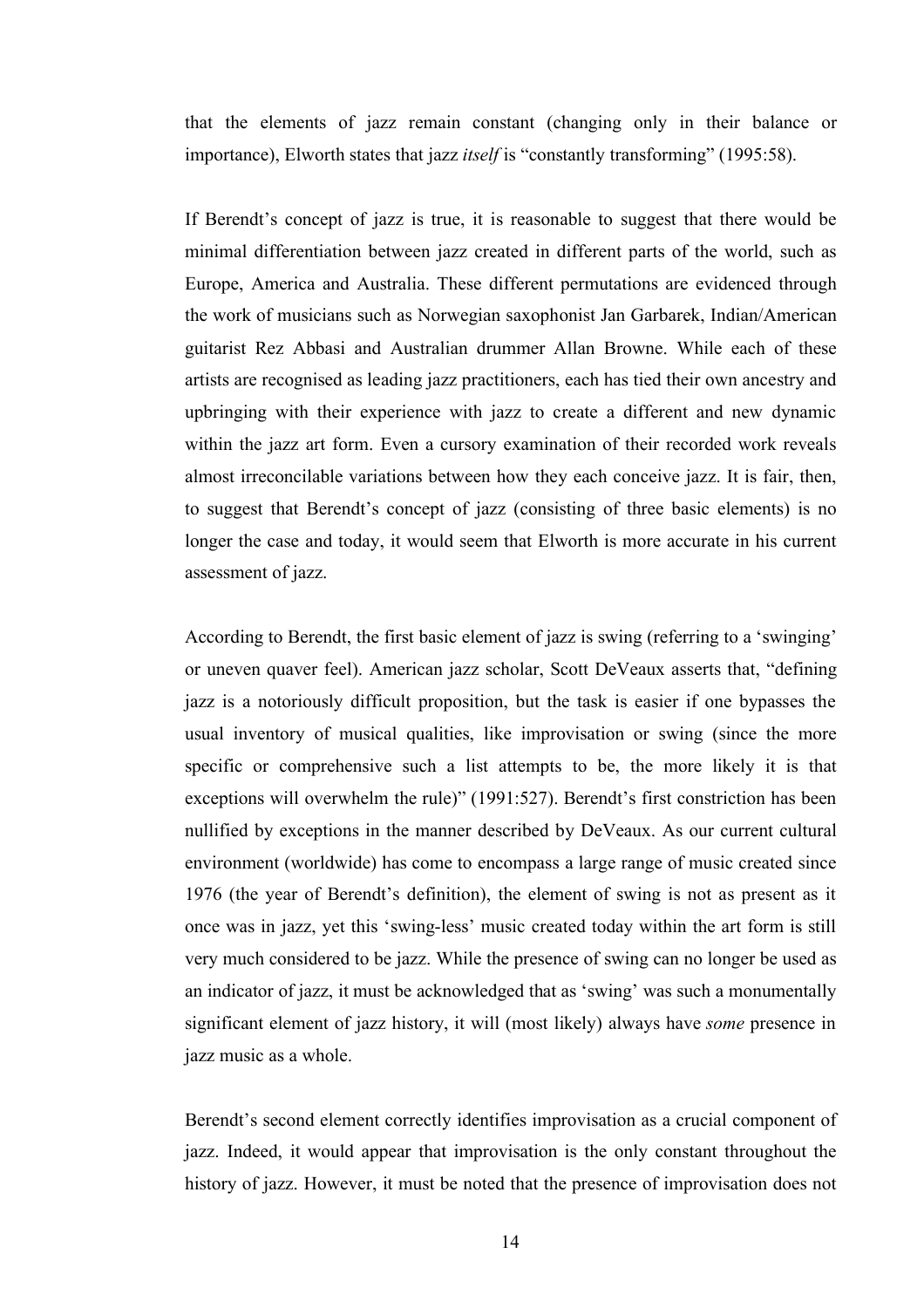that the elements of jazz remain constant (changing only in their balance or importance), Elworth states that jazz *itself* is "constantly transforming" (1995:58).

If Berendt's concept of jazz is true, it is reasonable to suggest that there would be minimal differentiation between jazz created in different parts of the world, such as Europe, America and Australia. These different permutations are evidenced through the work of musicians such as Norwegian saxophonist Jan Garbarek, Indian/American guitarist Rez Abbasi and Australian drummer Allan Browne. While each of these artists are recognised as leading jazz practitioners, each has tied their own ancestry and upbringing with their experience with jazz to create a different and new dynamic within the jazz art form. Even a cursory examination of their recorded work reveals almost irreconcilable variations between how they each conceive jazz. It is fair, then, to suggest that Berendt's concept of jazz (consisting of three basic elements) is no longer the case and today, it would seem that Elworth is more accurate in his current assessment of jazz.

According to Berendt, the first basic element of jazz is swing (referring to a 'swinging' or uneven quaver feel). American jazz scholar, Scott DeVeaux asserts that, "defining jazz is a notoriously difficult proposition, but the task is easier if one bypasses the usual inventory of musical qualities, like improvisation or swing (since the more specific or comprehensive such a list attempts to be, the more likely it is that exceptions will overwhelm the rule)" (1991:527). Berendt's first constriction has been nullified by exceptions in the manner described by DeVeaux. As our current cultural environment (worldwide) has come to encompass a large range of music created since 1976 (the year of Berendt's definition), the element of swing is not as present as it once was in jazz, yet this 'swing-less' music created today within the art form is still very much considered to be jazz. While the presence of swing can no longer be used as an indicator of jazz, it must be acknowledged that as 'swing' was such a monumentally significant element of jazz history, it will (most likely) always have *some* presence in jazz music as a whole.

Berendt's second element correctly identifies improvisation as a crucial component of jazz. Indeed, it would appear that improvisation is the only constant throughout the history of jazz. However, it must be noted that the presence of improvisation does not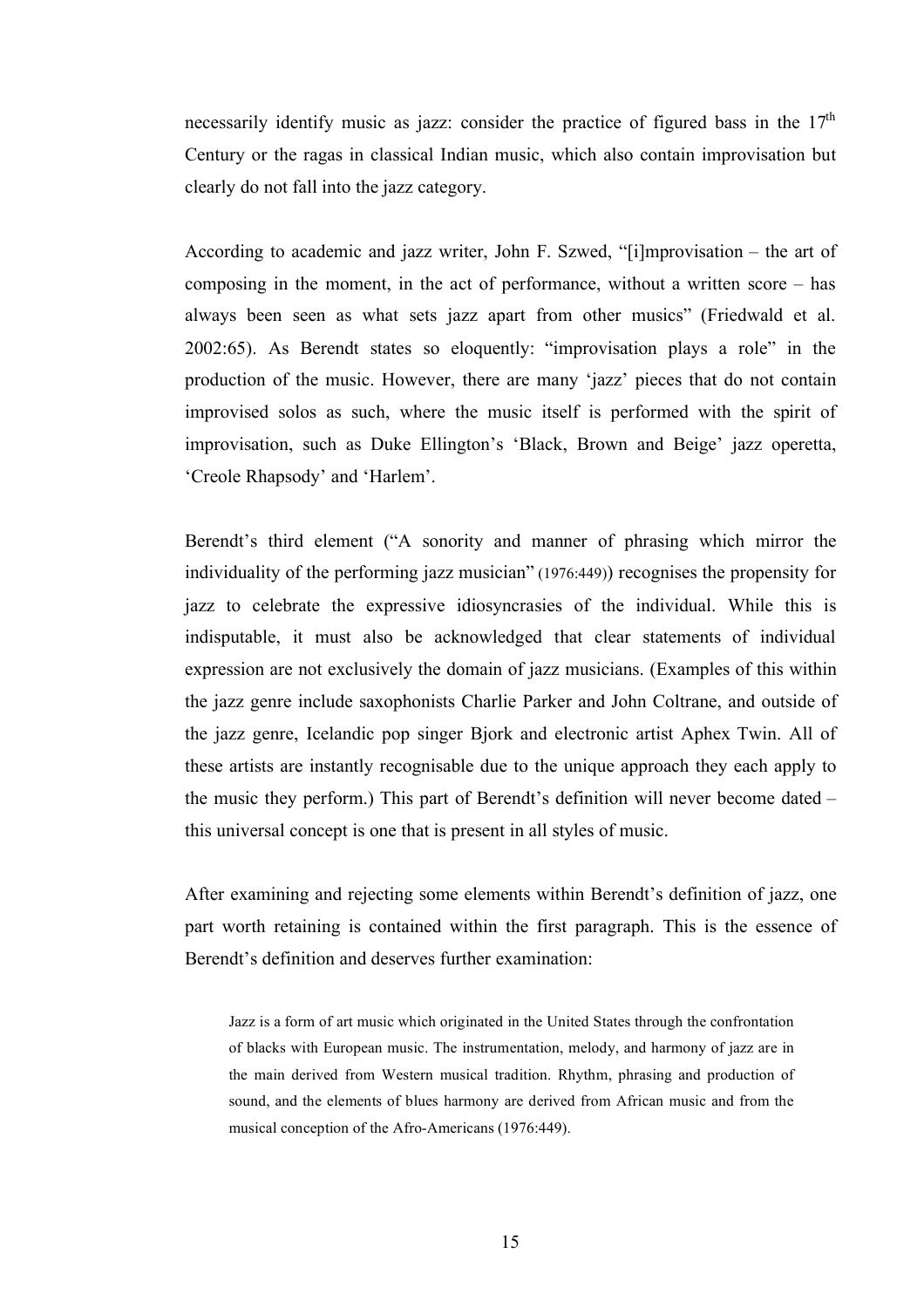necessarily identify music as jazz: consider the practice of figured bass in the 17th Century or the ragas in classical Indian music, which also contain improvisation but clearly do not fall into the jazz category.

According to academic and jazz writer, John F. Szwed, "[i]mprovisation – the art of composing in the moment, in the act of performance, without a written score – has always been seen as what sets jazz apart from other musics" (Friedwald et al. 2002:65). As Berendt states so eloquently: "improvisation plays a role" in the production of the music. However, there are many 'jazz' pieces that do not contain improvised solos as such, where the music itself is performed with the spirit of improvisation, such as Duke Ellington's 'Black, Brown and Beige' jazz operetta, 'Creole Rhapsody' and 'Harlem'.

Berendt's third element ("A sonority and manner of phrasing which mirror the individuality of the performing jazz musician" (1976:449)) recognises the propensity for jazz to celebrate the expressive idiosyncrasies of the individual. While this is indisputable, it must also be acknowledged that clear statements of individual expression are not exclusively the domain of jazz musicians. (Examples of this within the jazz genre include saxophonists Charlie Parker and John Coltrane, and outside of the jazz genre, Icelandic pop singer Bjork and electronic artist Aphex Twin. All of these artists are instantly recognisable due to the unique approach they each apply to the music they perform.) This part of Berendt's definition will never become dated – this universal concept is one that is present in all styles of music.

After examining and rejecting some elements within Berendt's definition of jazz, one part worth retaining is contained within the first paragraph. This is the essence of Berendt's definition and deserves further examination:

> Jazz is a form of art music which originated in the United States through the confrontation of blacks with European music. The instrumentation, melody, and harmony of jazz are in the main derived from Western musical tradition. Rhythm, phrasing and production of sound, and the elements of blues harmony are derived from African music and from the musical conception of the Afro-Americans (1976:449).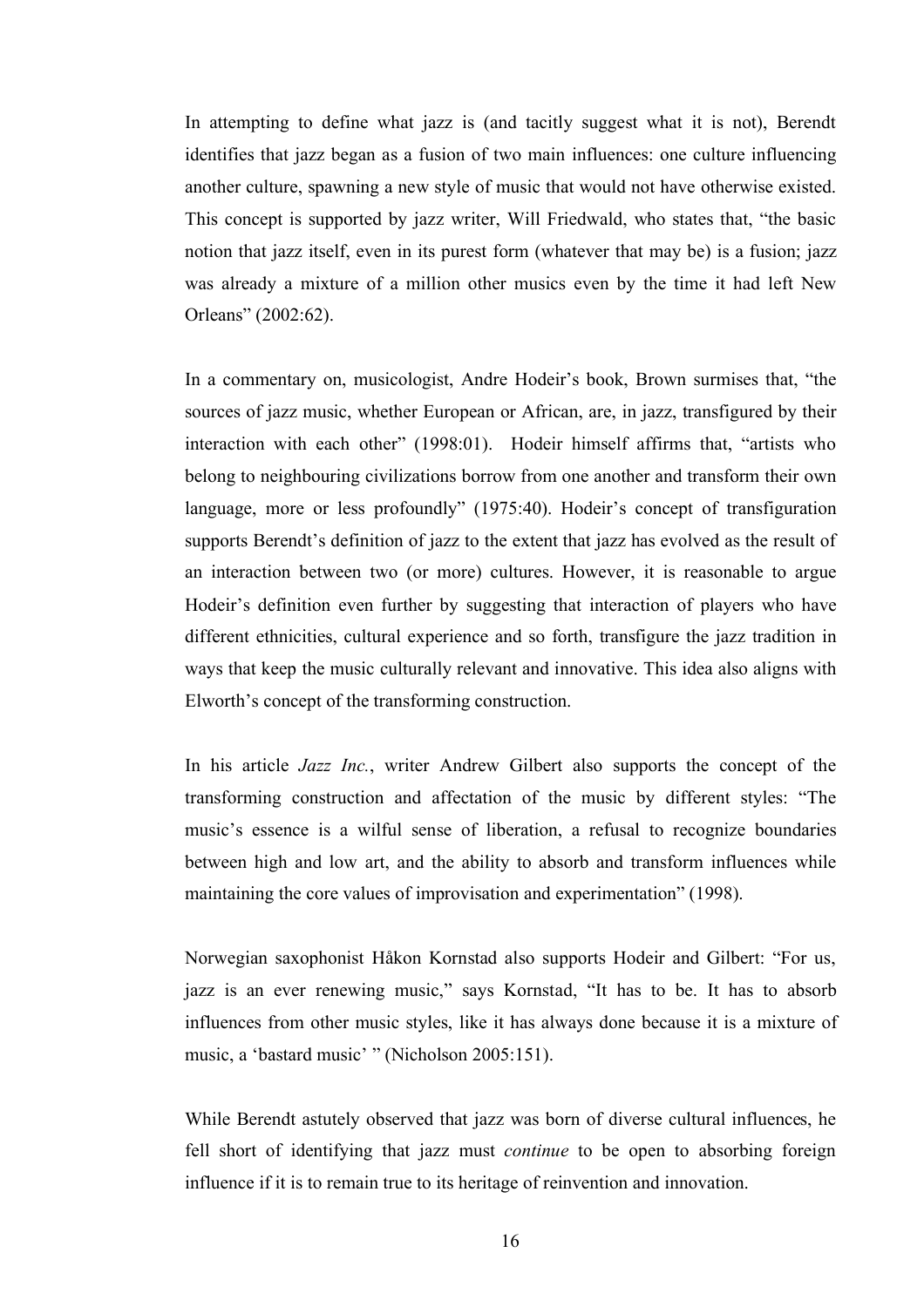In attempting to define what jazz is (and tacitly suggest what it is not), Berendt identifies that jazz began as a fusion of two main influences: one culture influencing another culture, spawning a new style of music that would not have otherwise existed. This concept is supported by jazz writer, Will Friedwald, who states that, "the basic notion that jazz itself, even in its purest form (whatever that may be) is a fusion; jazz was already a mixture of a million other musics even by the time it had left New Orleans" (2002:62).

In a commentary on, musicologist, Andre Hodeir's book, Brown surmises that, "the sources of jazz music, whether European or African, are, in jazz, transfigured by their interaction with each other" (1998:01). Hodeir himself affirms that, "artists who belong to neighbouring civilizations borrow from one another and transform their own language, more or less profoundly" (1975:40). Hodeir's concept of transfiguration supports Berendt's definition of jazz to the extent that jazz has evolved as the result of an interaction between two (or more) cultures. However, it is reasonable to argue Hodeir's definition even further by suggesting that interaction of players who have different ethnicities, cultural experience and so forth, transfigure the jazz tradition in ways that keep the music culturally relevant and innovative. This idea also aligns with Elworth's concept of the transforming construction.

In his article *Jazz Inc.*, writer Andrew Gilbert also supports the concept of the transforming construction and affectation of the music by different styles: "The music's essence is a wilful sense of liberation, a refusal to recognize boundaries between high and low art, and the ability to absorb and transform influences while maintaining the core values of improvisation and experimentation" (1998).

Norwegian saxophonist Håkon Kornstad also supports Hodeir and Gilbert: "For us, jazz is an ever renewing music," says Kornstad, "It has to be. It has to absorb influences from other music styles, like it has always done because it is a mixture of music, a 'bastard music' " (Nicholson 2005:151).

While Berendt astutely observed that jazz was born of diverse cultural influences, he fell short of identifying that jazz must *continue* to be open to absorbing foreign influence if it is to remain true to its heritage of reinvention and innovation.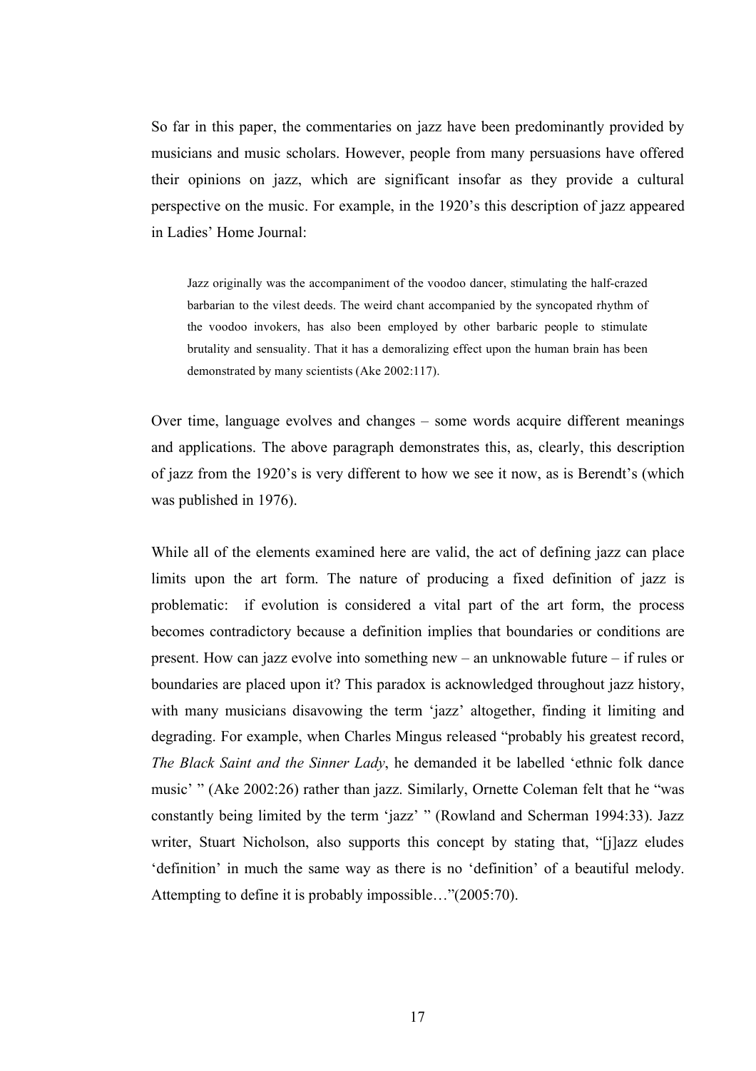So far in this paper, the commentaries on jazz have been predominantly provided by musicians and music scholars. However, people from many persuasions have offered their opinions on jazz, which are significant insofar as they provide a cultural perspective on the music. For example, in the 1920's this description of jazz appeared in Ladies' Home Journal:

> Jazz originally was the accompaniment of the voodoo dancer, stimulating the half-crazed barbarian to the vilest deeds. The weird chant accompanied by the syncopated rhythm of the voodoo invokers, has also been employed by other barbaric people to stimulate brutality and sensuality. That it has a demoralizing effect upon the human brain has been demonstrated by many scientists (Ake 2002:117).

Over time, language evolves and changes – some words acquire different meanings and applications. The above paragraph demonstrates this, as, clearly, this description of jazz from the 1920's is very different to how we see it now, as is Berendt's (which was published in 1976).

While all of the elements examined here are valid, the act of defining jazz can place limits upon the art form. The nature of producing a fixed definition of jazz is problematic: if evolution is considered a vital part of the art form, the process becomes contradictory because a definition implies that boundaries or conditions are present. How can jazz evolve into something new – an unknowable future – if rules or boundaries are placed upon it? This paradox is acknowledged throughout jazz history, with many musicians disavowing the term 'jazz' altogether, finding it limiting and degrading. For example, when Charles Mingus released "probably his greatest record, *The Black Saint and the Sinner Lady*, he demanded it be labelled 'ethnic folk dance music' " (Ake 2002:26) rather than jazz. Similarly, Ornette Coleman felt that he "was constantly being limited by the term 'jazz' " (Rowland and Scherman 1994:33). Jazz writer, Stuart Nicholson, also supports this concept by stating that, "[j]azz eludes 'definition' in much the same way as there is no 'definition' of a beautiful melody. Attempting to define it is probably impossible…"(2005:70).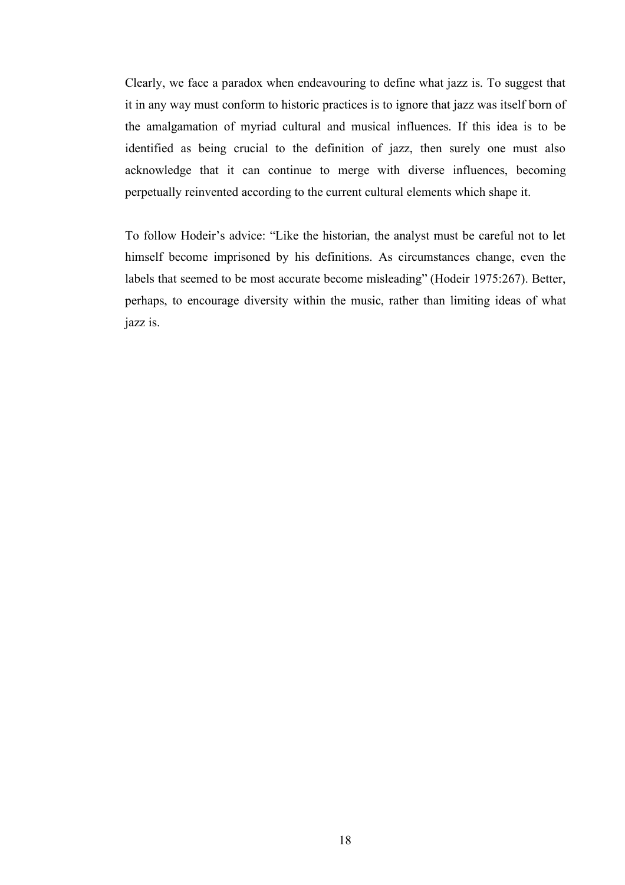Clearly, we face a paradox when endeavouring to define what jazz is. To suggest that it in any way must conform to historic practices is to ignore that jazz was itself born of the amalgamation of myriad cultural and musical influences. If this idea is to be identified as being crucial to the definition of jazz, then surely one must also acknowledge that it can continue to merge with diverse influences, becoming perpetually reinvented according to the current cultural elements which shape it.

To follow Hodeir's advice: "Like the historian, the analyst must be careful not to let himself become imprisoned by his definitions. As circumstances change, even the labels that seemed to be most accurate become misleading" (Hodeir 1975:267). Better, perhaps, to encourage diversity within the music, rather than limiting ideas of what jazz is.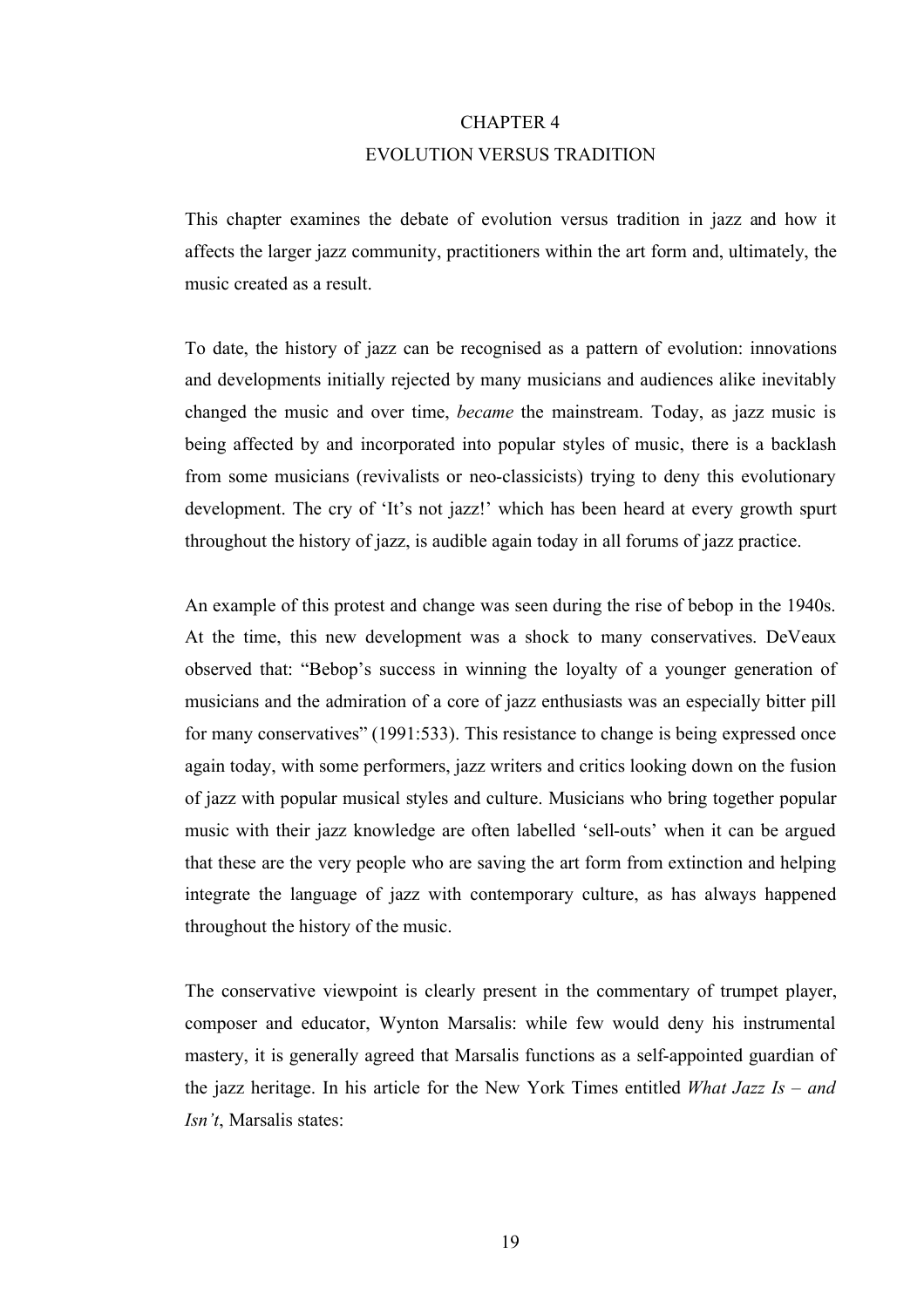# CHAPTER 4

# EVOLUTION VERSUS TRADITION

This chapter examines the debate of evolution versus tradition in jazz and how it affects the larger jazz community, practitioners within the art form and, ultimately, the music created as a result.

To date, the history of jazz can be recognised as a pattern of evolution: innovations and developments initially rejected by many musicians and audiences alike inevitably changed the music and over time, *became* the mainstream. Today, as jazz music is being affected by and incorporated into popular styles of music, there is a backlash from some musicians (revivalists or neo-classicists) trying to deny this evolutionary development. The cry of 'It's not jazz!' which has been heard at every growth spurt throughout the history of jazz, is audible again today in all forums of jazz practice.

An example of this protest and change was seen during the rise of bebop in the 1940s. At the time, this new development was a shock to many conservatives. DeVeaux observed that: "Bebop's success in winning the loyalty of a younger generation of musicians and the admiration of a core of jazz enthusiasts was an especially bitter pill for many conservatives" (1991:533). This resistance to change is being expressed once again today, with some performers, jazz writers and critics looking down on the fusion of jazz with popular musical styles and culture. Musicians who bring together popular music with their jazz knowledge are often labelled 'sell-outs' when it can be argued that these are the very people who are saving the art form from extinction and helping integrate the language of jazz with contemporary culture, as has always happened throughout the history of the music.

The conservative viewpoint is clearly present in the commentary of trumpet player, composer and educator, Wynton Marsalis: while few would deny his instrumental mastery, it is generally agreed that Marsalis functions as a self-appointed guardian of the jazz heritage. In his article for the New York Times entitled *What Jazz Is – and Isn't*, Marsalis states: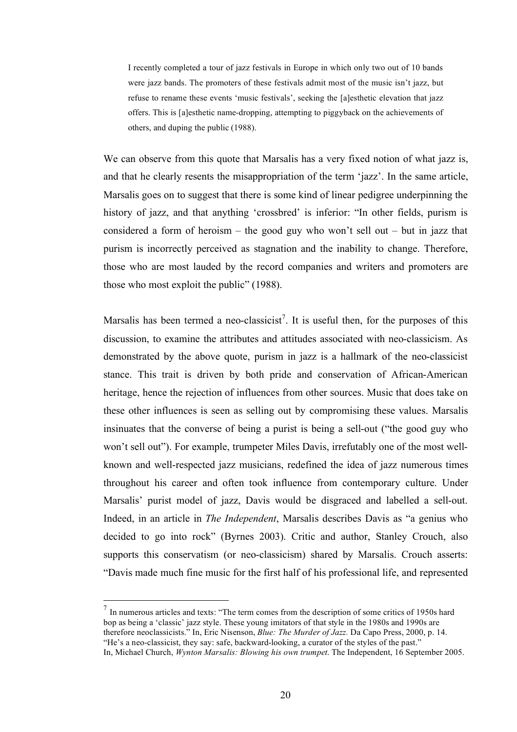> I recently completed a tour of jazz festivals in Europe in which only two out of 10 bands were jazz bands. The promoters of these festivals admit most of the music isn't jazz, but refuse to rename these events 'music festivals', seeking the [a]esthetic elevation that jazz offers. This is [a]esthetic name-dropping, attempting to piggyback on the achievements of others, and duping the public (1988).

We can observe from this quote that Marsalis has a very fixed notion of what jazz is, and that he clearly resents the misappropriation of the term 'jazz'. In the same article, Marsalis goes on to suggest that there is some kind of linear pedigree underpinning the history of jazz, and that anything 'crossbred' is inferior: "In other fields, purism is considered a form of heroism – the good guy who won't sell out – but in jazz that purism is incorrectly perceived as stagnation and the inability to change. Therefore, those who are most lauded by the record companies and writers and promoters are those who most exploit the public" (1988).

Marsalis has been termed a neo-classicist[7]. It is useful then, for the purposes of this discussion, to examine the attributes and attitudes associated with neo-classicism. As demonstrated by the above quote, purism in jazz is a hallmark of the neo-classicist stance. This trait is driven by both pride and conservation of African-American heritage, hence the rejection of influences from other sources. Music that does take on these other influences is seen as selling out by compromising these values. Marsalis insinuates that the converse of being a purist is being a sell-out ("the good guy who won't sell out"). For example, trumpeter Miles Davis, irrefutably one of the most well-known and well-respected jazz musicians, redefined the idea of jazz numerous times throughout his career and often took influence from contemporary culture. Under Marsalis' purist model of jazz, Davis would be disgraced and labelled a sell-out. Indeed, in an article in *The Independent*, Marsalis describes Davis as "a genius who decided to go into rock" (Byrnes 2003). Critic and author, Stanley Crouch, also supports this conservatism (or neo-classicism) shared by Marsalis. Crouch asserts: "Davis made much fine music for the first half of his professional life, and represented

---

[7] In numerous articles and texts: "The term comes from the description of some critics of 1950s hard bop as being a 'classic' jazz style. These young imitators of that style in the 1980s and 1990s are therefore neoclassicists." In, Eric Nisenson, *Blue: The Murder of Jazz.* Da Capo Press, 2000, p. 14. "He's a neo-classicist, they say: safe, backward-looking, a curator of the styles of the past." In, Michael Church, *Wynton Marsalis: Blowing his own trumpet*. The Independent, 16 September 2005.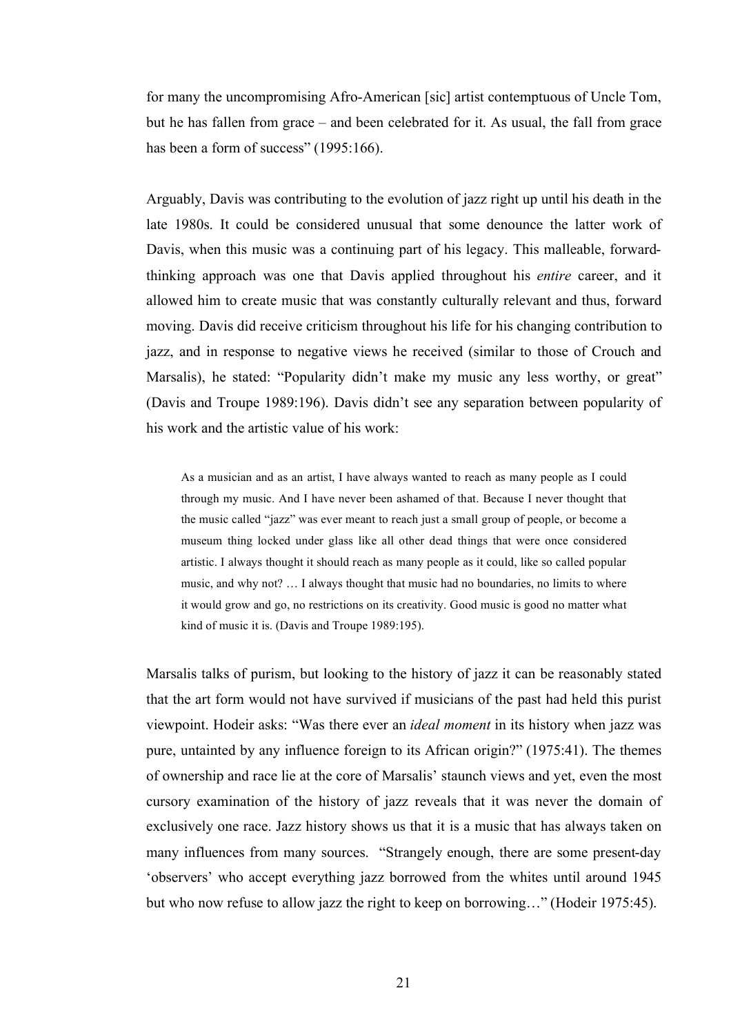for many the uncompromising Afro-American [sic] artist contemptuous of Uncle Tom, but he has fallen from grace – and been celebrated for it. As usual, the fall from grace has been a form of success" (1995:166).

Arguably, Davis was contributing to the evolution of jazz right up until his death in the late 1980s. It could be considered unusual that some denounce the latter work of Davis, when this music was a continuing part of his legacy. This malleable, forward-thinking approach was one that Davis applied throughout his *entire* career, and it allowed him to create music that was constantly culturally relevant and thus, forward moving. Davis did receive criticism throughout his life for his changing contribution to jazz, and in response to negative views he received (similar to those of Crouch and Marsalis), he stated: "Popularity didn't make my music any less worthy, or great" (Davis and Troupe 1989:196). Davis didn't see any separation between popularity of his work and the artistic value of his work:

> As a musician and as an artist, I have always wanted to reach as many people as I could through my music. And I have never been ashamed of that. Because I never thought that the music called "jazz" was ever meant to reach just a small group of people, or become a museum thing locked under glass like all other dead things that were once considered artistic. I always thought it should reach as many people as it could, like so called popular music, and why not? … I always thought that music had no boundaries, no limits to where it would grow and go, no restrictions on its creativity. Good music is good no matter what kind of music it is. (Davis and Troupe 1989:195).

Marsalis talks of purism, but looking to the history of jazz it can be reasonably stated that the art form would not have survived if musicians of the past had held this purist viewpoint. Hodeir asks: "Was there ever an *ideal moment* in its history when jazz was pure, untainted by any influence foreign to its African origin?" (1975:41). The themes of ownership and race lie at the core of Marsalis' staunch views and yet, even the most cursory examination of the history of jazz reveals that it was never the domain of exclusively one race. Jazz history shows us that it is a music that has always taken on many influences from many sources. "Strangely enough, there are some present-day 'observers' who accept everything jazz borrowed from the whites until around 1945 but who now refuse to allow jazz the right to keep on borrowing…" (Hodeir 1975:45).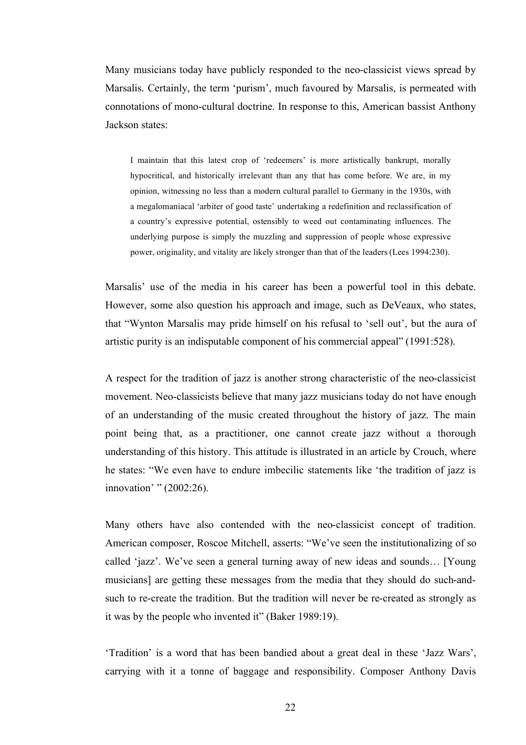Many musicians today have publicly responded to the neo-classicist views spread by Marsalis. Certainly, the term 'purism', much favoured by Marsalis, is permeated with connotations of mono-cultural doctrine. In response to this, American bassist Anthony Jackson states:

> I maintain that this latest crop of 'redeemers' is more artistically bankrupt, morally hypocritical, and historically irrelevant than any that has come before. We are, in my opinion, witnessing no less than a modern cultural parallel to Germany in the 1930s, with a megalomaniacal 'arbiter of good taste' undertaking a redefinition and reclassification of a country's expressive potential, ostensibly to weed out contaminating influences. The underlying purpose is simply the muzzling and suppression of people whose expressive power, originality, and vitality are likely stronger than that of the leaders (Lees 1994:230).

Marsalis' use of the media in his career has been a powerful tool in this debate. However, some also question his approach and image, such as DeVeaux, who states, that "Wynton Marsalis may pride himself on his refusal to 'sell out', but the aura of artistic purity is an indisputable component of his commercial appeal" (1991:528).

A respect for the tradition of jazz is another strong characteristic of the neo-classicist movement. Neo-classicists believe that many jazz musicians today do not have enough of an understanding of the music created throughout the history of jazz. The main point being that, as a practitioner, one cannot create jazz without a thorough understanding of this history. This attitude is illustrated in an article by Crouch, where he states: "We even have to endure imbecilic statements like 'the tradition of jazz is innovation' " (2002:26).

Many others have also contended with the neo-classicist concept of tradition. American composer, Roscoe Mitchell, asserts: "We've seen the institutionalizing of so called 'jazz'. We've seen a general turning away of new ideas and sounds… [Young musicians] are getting these messages from the media that they should do such-and-such to re-create the tradition. But the tradition will never be re-created as strongly as it was by the people who invented it" (Baker 1989:19).

'Tradition' is a word that has been bandied about a great deal in these 'Jazz Wars', carrying with it a tonne of baggage and responsibility. Composer Anthony Davis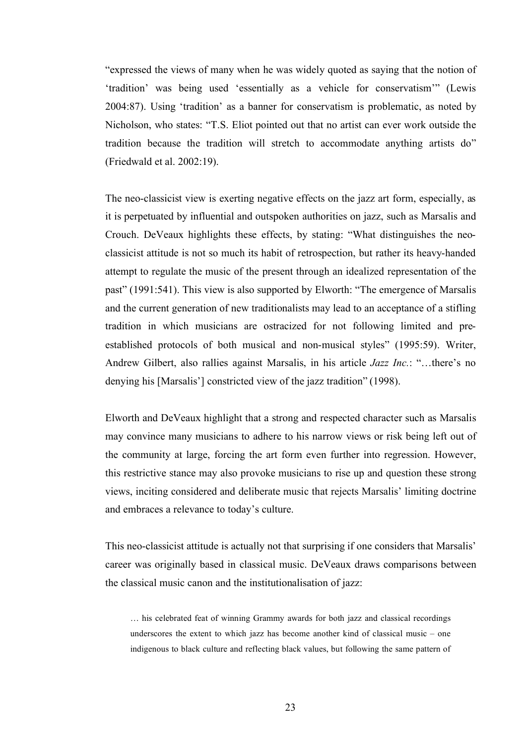"expressed the views of many when he was widely quoted as saying that the notion of 'tradition' was being used 'essentially as a vehicle for conservatism'" (Lewis 2004:87). Using 'tradition' as a banner for conservatism is problematic, as noted by Nicholson, who states: "T.S. Eliot pointed out that no artist can ever work outside the tradition because the tradition will stretch to accommodate anything artists do" (Friedwald et al. 2002:19).

The neo-classicist view is exerting negative effects on the jazz art form, especially, as it is perpetuated by influential and outspoken authorities on jazz, such as Marsalis and Crouch. DeVeaux highlights these effects, by stating: "What distinguishes the neo-classicist attitude is not so much its habit of retrospection, but rather its heavy-handed attempt to regulate the music of the present through an idealized representation of the past" (1991:541). This view is also supported by Elworth: "The emergence of Marsalis and the current generation of new traditionalists may lead to an acceptance of a stifling tradition in which musicians are ostracized for not following limited and pre-established protocols of both musical and non-musical styles" (1995:59). Writer, Andrew Gilbert, also rallies against Marsalis, in his article *Jazz Inc.*: "…there's no denying his [Marsalis'] constricted view of the jazz tradition" (1998).

Elworth and DeVeaux highlight that a strong and respected character such as Marsalis may convince many musicians to adhere to his narrow views or risk being left out of the community at large, forcing the art form even further into regression. However, this restrictive stance may also provoke musicians to rise up and question these strong views, inciting considered and deliberate music that rejects Marsalis' limiting doctrine and embraces a relevance to today's culture.

This neo-classicist attitude is actually not that surprising if one considers that Marsalis' career was originally based in classical music. DeVeaux draws comparisons between the classical music canon and the institutionalisation of jazz:

> … his celebrated feat of winning Grammy awards for both jazz and classical recordings underscores the extent to which jazz has become another kind of classical music – one indigenous to black culture and reflecting black values, but following the same pattern of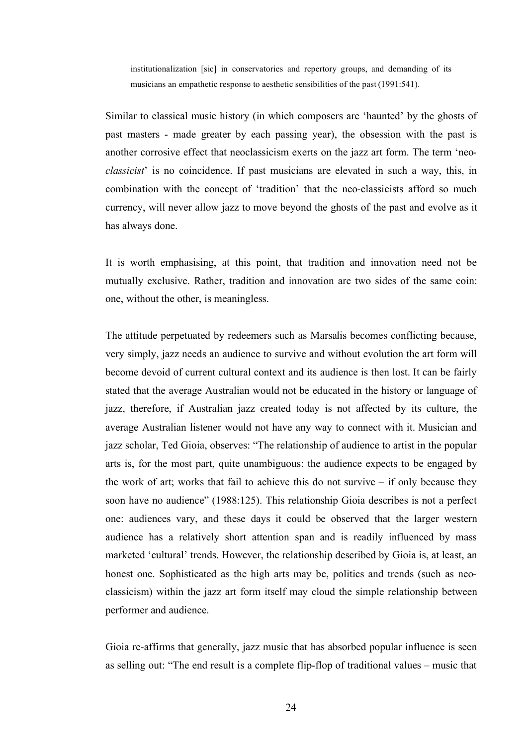> institutionalization [sic] in conservatories and repertory groups, and demanding of its musicians an empathetic response to aesthetic sensibilities of the past (1991:541).

Similar to classical music history (in which composers are 'haunted' by the ghosts of past masters - made greater by each passing year), the obsession with the past is another corrosive effect that neoclassicism exerts on the jazz art form. The term 'neo-*classicist*' is no coincidence. If past musicians are elevated in such a way, this, in combination with the concept of 'tradition' that the neo-classicists afford so much currency, will never allow jazz to move beyond the ghosts of the past and evolve as it has always done.

It is worth emphasising, at this point, that tradition and innovation need not be mutually exclusive. Rather, tradition and innovation are two sides of the same coin: one, without the other, is meaningless.

The attitude perpetuated by redeemers such as Marsalis becomes conflicting because, very simply, jazz needs an audience to survive and without evolution the art form will become devoid of current cultural context and its audience is then lost. It can be fairly stated that the average Australian would not be educated in the history or language of jazz, therefore, if Australian jazz created today is not affected by its culture, the average Australian listener would not have any way to connect with it. Musician and jazz scholar, Ted Gioia, observes: "The relationship of audience to artist in the popular arts is, for the most part, quite unambiguous: the audience expects to be engaged by the work of art; works that fail to achieve this do not survive – if only because they soon have no audience" (1988:125). This relationship Gioia describes is not a perfect one: audiences vary, and these days it could be observed that the larger western audience has a relatively short attention span and is readily influenced by mass marketed 'cultural' trends. However, the relationship described by Gioia is, at least, an honest one. Sophisticated as the high arts may be, politics and trends (such as neo-classicism) within the jazz art form itself may cloud the simple relationship between performer and audience.

Gioia re-affirms that generally, jazz music that has absorbed popular influence is seen as selling out: "The end result is a complete flip-flop of traditional values – music that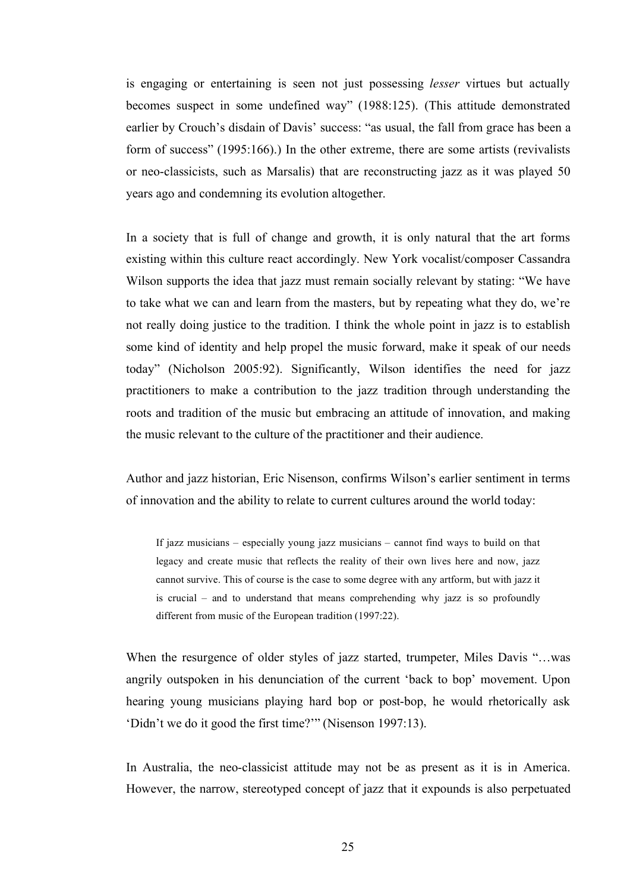is engaging or entertaining is seen not just possessing *lesser* virtues but actually becomes suspect in some undefined way" (1988:125). (This attitude demonstrated earlier by Crouch's disdain of Davis' success: "as usual, the fall from grace has been a form of success" (1995:166).) In the other extreme, there are some artists (revivalists or neo-classicists, such as Marsalis) that are reconstructing jazz as it was played 50 years ago and condemning its evolution altogether.

In a society that is full of change and growth, it is only natural that the art forms existing within this culture react accordingly. New York vocalist/composer Cassandra Wilson supports the idea that jazz must remain socially relevant by stating: "We have to take what we can and learn from the masters, but by repeating what they do, we're not really doing justice to the tradition. I think the whole point in jazz is to establish some kind of identity and help propel the music forward, make it speak of our needs today" (Nicholson 2005:92). Significantly, Wilson identifies the need for jazz practitioners to make a contribution to the jazz tradition through understanding the roots and tradition of the music but embracing an attitude of innovation, and making the music relevant to the culture of the practitioner and their audience.

Author and jazz historian, Eric Nisenson, confirms Wilson's earlier sentiment in terms of innovation and the ability to relate to current cultures around the world today:

> If jazz musicians – especially young jazz musicians – cannot find ways to build on that legacy and create music that reflects the reality of their own lives here and now, jazz cannot survive. This of course is the case to some degree with any artform, but with jazz it is crucial – and to understand that means comprehending why jazz is so profoundly different from music of the European tradition (1997:22).

When the resurgence of older styles of jazz started, trumpeter, Miles Davis "…was angrily outspoken in his denunciation of the current 'back to bop' movement. Upon hearing young musicians playing hard bop or post-bop, he would rhetorically ask 'Didn't we do it good the first time?'" (Nisenson 1997:13).

In Australia, the neo-classicist attitude may not be as present as it is in America. However, the narrow, stereotyped concept of jazz that it expounds is also perpetuated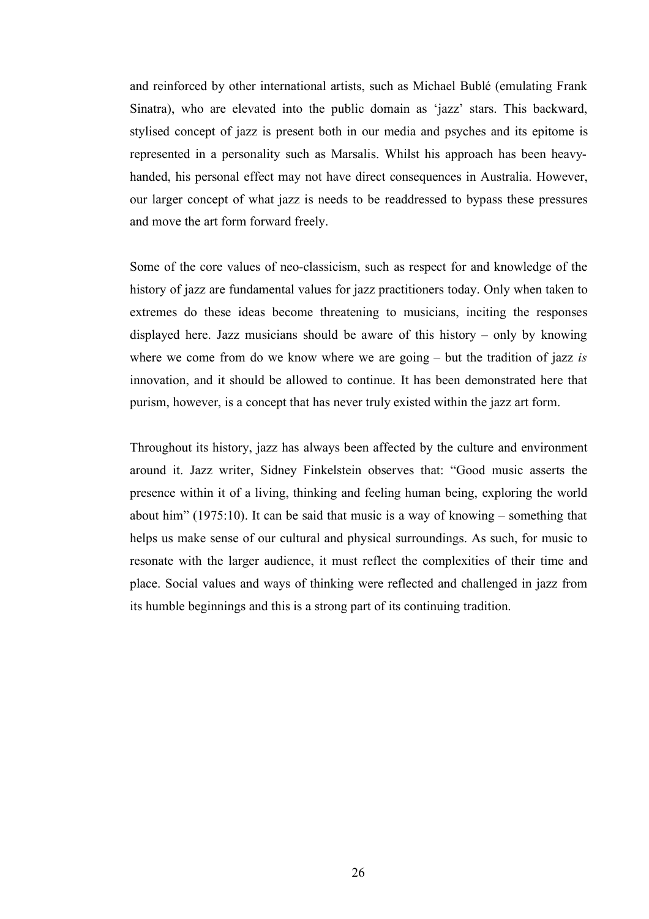and reinforced by other international artists, such as Michael Bublé (emulating Frank Sinatra), who are elevated into the public domain as 'jazz' stars. This backward, stylised concept of jazz is present both in our media and psyches and its epitome is represented in a personality such as Marsalis. Whilst his approach has been heavy-handed, his personal effect may not have direct consequences in Australia. However, our larger concept of what jazz is needs to be readdressed to bypass these pressures and move the art form forward freely.

Some of the core values of neo-classicism, such as respect for and knowledge of the history of jazz are fundamental values for jazz practitioners today. Only when taken to extremes do these ideas become threatening to musicians, inciting the responses displayed here. Jazz musicians should be aware of this history – only by knowing where we come from do we know where we are going – but the tradition of jazz *is* innovation, and it should be allowed to continue. It has been demonstrated here that purism, however, is a concept that has never truly existed within the jazz art form.

Throughout its history, jazz has always been affected by the culture and environment around it. Jazz writer, Sidney Finkelstein observes that: "Good music asserts the presence within it of a living, thinking and feeling human being, exploring the world about him" (1975:10). It can be said that music is a way of knowing – something that helps us make sense of our cultural and physical surroundings. As such, for music to resonate with the larger audience, it must reflect the complexities of their time and place. Social values and ways of thinking were reflected and challenged in jazz from its humble beginnings and this is a strong part of its continuing tradition.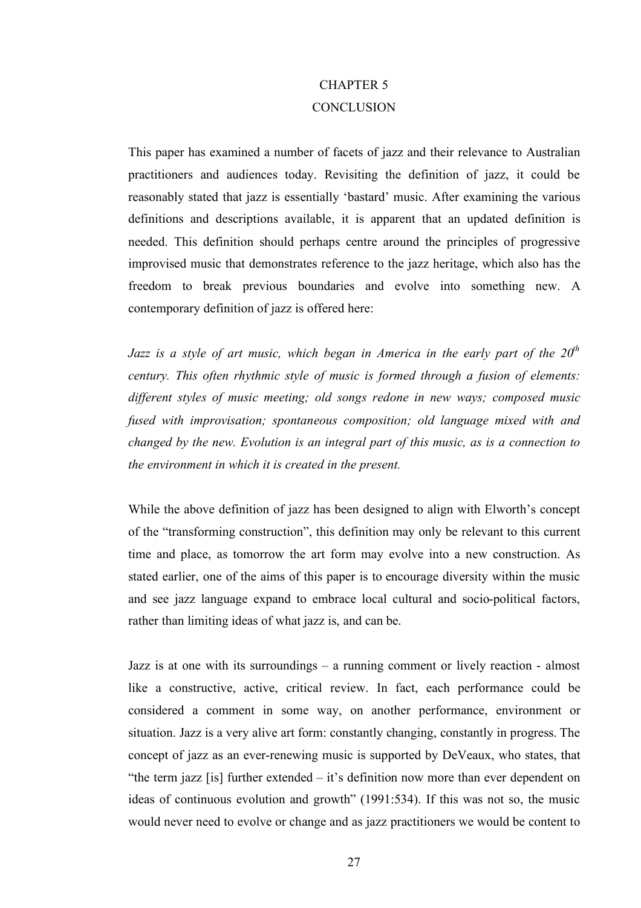# CHAPTER 5
# CONCLUSION

This paper has examined a number of facets of jazz and their relevance to Australian practitioners and audiences today. Revisiting the definition of jazz, it could be reasonably stated that jazz is essentially 'bastard' music. After examining the various definitions and descriptions available, it is apparent that an updated definition is needed. This definition should perhaps centre around the principles of progressive improvised music that demonstrates reference to the jazz heritage, which also has the freedom to break previous boundaries and evolve into something new. A contemporary definition of jazz is offered here:

*Jazz is a style of art music, which began in America in the early part of the 20th century. This often rhythmic style of music is formed through a fusion of elements: different styles of music meeting; old songs redone in new ways; composed music fused with improvisation; spontaneous composition; old language mixed with and changed by the new. Evolution is an integral part of this music, as is a connection to the environment in which it is created in the present.*

While the above definition of jazz has been designed to align with Elworth's concept of the "transforming construction", this definition may only be relevant to this current time and place, as tomorrow the art form may evolve into a new construction. As stated earlier, one of the aims of this paper is to encourage diversity within the music and see jazz language expand to embrace local cultural and socio-political factors, rather than limiting ideas of what jazz is, and can be.

Jazz is at one with its surroundings – a running comment or lively reaction - almost like a constructive, active, critical review. In fact, each performance could be considered a comment in some way, on another performance, environment or situation. Jazz is a very alive art form: constantly changing, constantly in progress. The concept of jazz as an ever-renewing music is supported by DeVeaux, who states, that "the term jazz [is] further extended – it's definition now more than ever dependent on ideas of continuous evolution and growth" (1991:534). If this was not so, the music would never need to evolve or change and as jazz practitioners we would be content to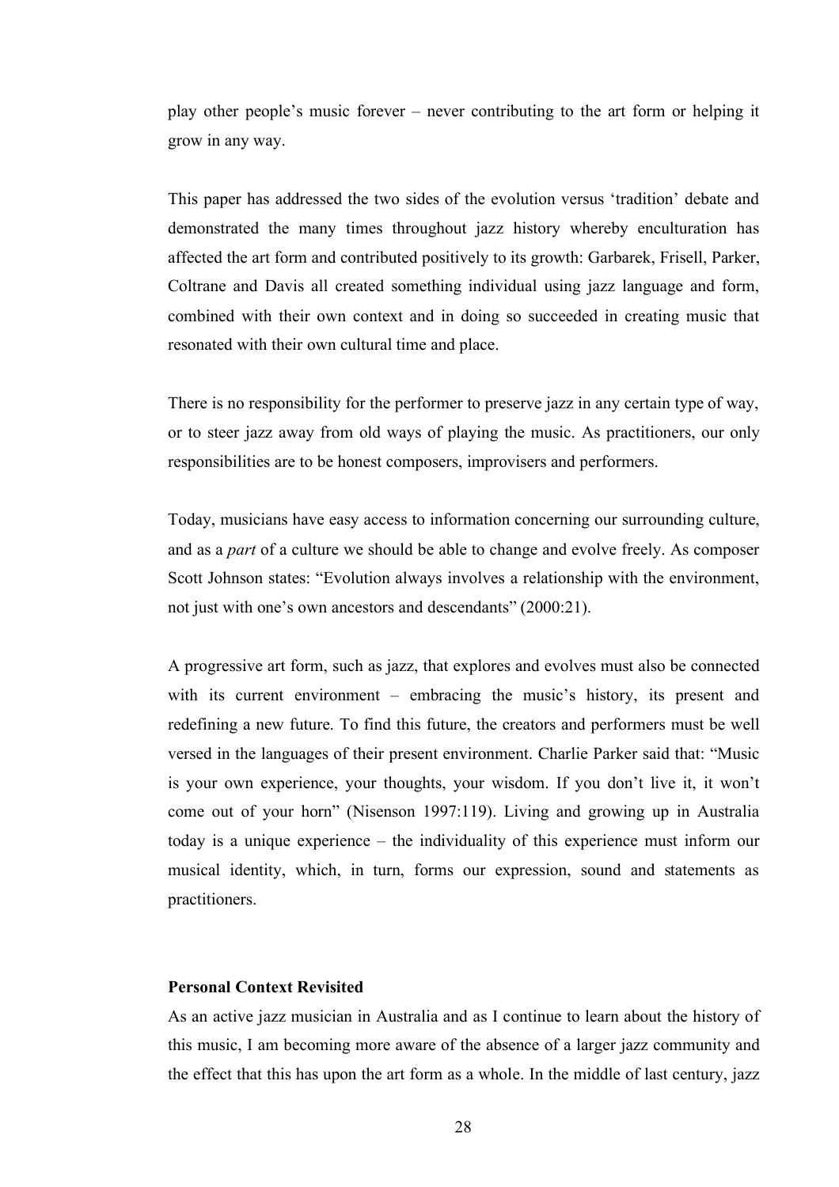play other people's music forever – never contributing to the art form or helping it grow in any way.

This paper has addressed the two sides of the evolution versus 'tradition' debate and demonstrated the many times throughout jazz history whereby enculturation has affected the art form and contributed positively to its growth: Garbarek, Frisell, Parker, Coltrane and Davis all created something individual using jazz language and form, combined with their own context and in doing so succeeded in creating music that resonated with their own cultural time and place.

There is no responsibility for the performer to preserve jazz in any certain type of way, or to steer jazz away from old ways of playing the music. As practitioners, our only responsibilities are to be honest composers, improvisers and performers.

Today, musicians have easy access to information concerning our surrounding culture, and as a *part* of a culture we should be able to change and evolve freely. As composer Scott Johnson states: "Evolution always involves a relationship with the environment, not just with one's own ancestors and descendants" (2000:21).

A progressive art form, such as jazz, that explores and evolves must also be connected with its current environment – embracing the music's history, its present and redefining a new future. To find this future, the creators and performers must be well versed in the languages of their present environment. Charlie Parker said that: "Music is your own experience, your thoughts, your wisdom. If you don't live it, it won't come out of your horn" (Nisenson 1997:119). Living and growing up in Australia today is a unique experience – the individuality of this experience must inform our musical identity, which, in turn, forms our expression, sound and statements as practitioners.

**Personal Context Revisited**

As an active jazz musician in Australia and as I continue to learn about the history of this music, I am becoming more aware of the absence of a larger jazz community and the effect that this has upon the art form as a whole. In the middle of last century, jazz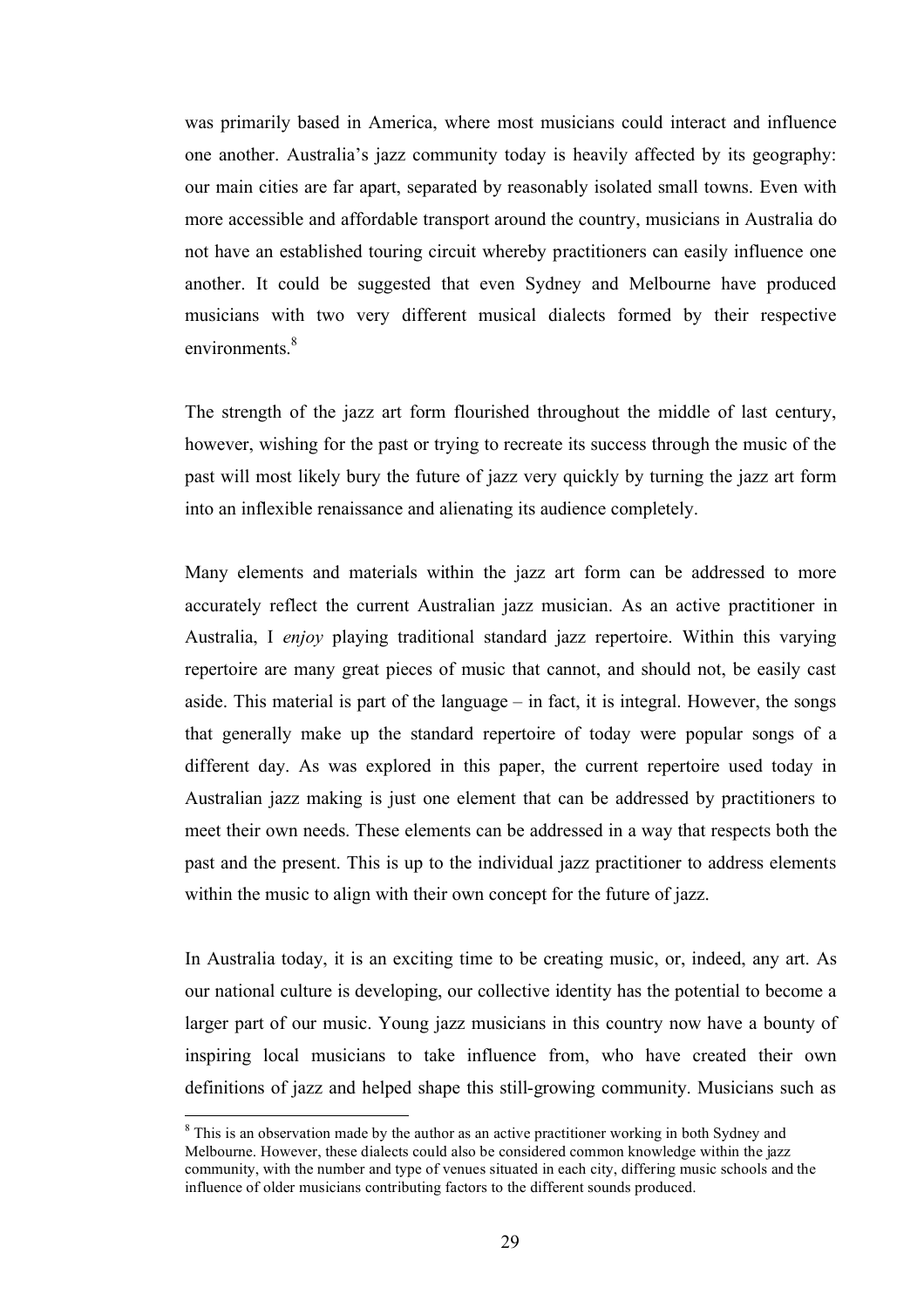was primarily based in America, where most musicians could interact and influence one another. Australia's jazz community today is heavily affected by its geography: our main cities are far apart, separated by reasonably isolated small towns. Even with more accessible and affordable transport around the country, musicians in Australia do not have an established touring circuit whereby practitioners can easily influence one another. It could be suggested that even Sydney and Melbourne have produced musicians with two very different musical dialects formed by their respective environments.[8]

The strength of the jazz art form flourished throughout the middle of last century, however, wishing for the past or trying to recreate its success through the music of the past will most likely bury the future of jazz very quickly by turning the jazz art form into an inflexible renaissance and alienating its audience completely.

Many elements and materials within the jazz art form can be addressed to more accurately reflect the current Australian jazz musician. As an active practitioner in Australia, I *enjoy* playing traditional standard jazz repertoire. Within this varying repertoire are many great pieces of music that cannot, and should not, be easily cast aside. This material is part of the language – in fact, it is integral. However, the songs that generally make up the standard repertoire of today were popular songs of a different day. As was explored in this paper, the current repertoire used today in Australian jazz making is just one element that can be addressed by practitioners to meet their own needs. These elements can be addressed in a way that respects both the past and the present. This is up to the individual jazz practitioner to address elements within the music to align with their own concept for the future of jazz.

In Australia today, it is an exciting time to be creating music, or, indeed, any art. As our national culture is developing, our collective identity has the potential to become a larger part of our music. Young jazz musicians in this country now have a bounty of inspiring local musicians to take influence from, who have created their own definitions of jazz and helped shape this still-growing community. Musicians such as

---

[8] This is an observation made by the author as an active practitioner working in both Sydney and Melbourne. However, these dialects could also be considered common knowledge within the jazz community, with the number and type of venues situated in each city, differing music schools and the influence of older musicians contributing factors to the different sounds produced.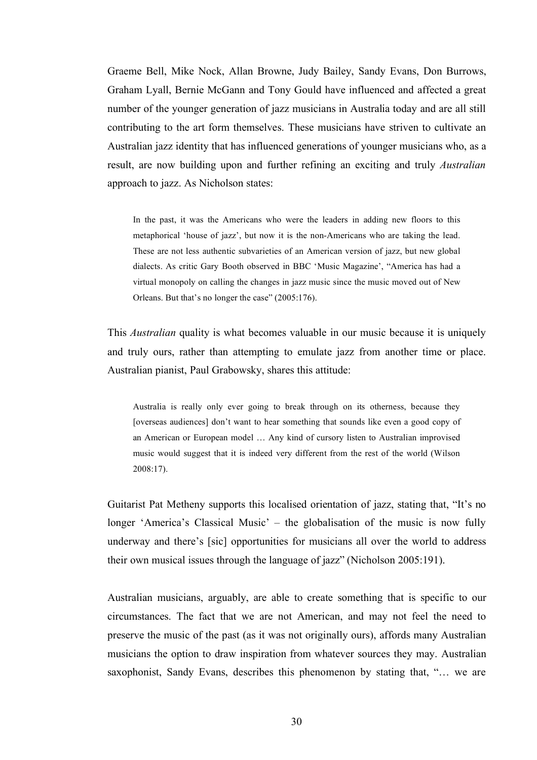Graeme Bell, Mike Nock, Allan Browne, Judy Bailey, Sandy Evans, Don Burrows, Graham Lyall, Bernie McGann and Tony Gould have influenced and affected a great number of the younger generation of jazz musicians in Australia today and are all still contributing to the art form themselves. These musicians have striven to cultivate an Australian jazz identity that has influenced generations of younger musicians who, as a result, are now building upon and further refining an exciting and truly *Australian* approach to jazz. As Nicholson states:

> In the past, it was the Americans who were the leaders in adding new floors to this metaphorical 'house of jazz', but now it is the non-Americans who are taking the lead. These are not less authentic subvarieties of an American version of jazz, but new global dialects. As critic Gary Booth observed in BBC 'Music Magazine', "America has had a virtual monopoly on calling the changes in jazz music since the music moved out of New Orleans. But that's no longer the case" (2005:176).

This *Australian* quality is what becomes valuable in our music because it is uniquely and truly ours, rather than attempting to emulate jazz from another time or place. Australian pianist, Paul Grabowsky, shares this attitude:

> Australia is really only ever going to break through on its otherness, because they [overseas audiences] don't want to hear something that sounds like even a good copy of an American or European model … Any kind of cursory listen to Australian improvised music would suggest that it is indeed very different from the rest of the world (Wilson 2008:17).

Guitarist Pat Metheny supports this localised orientation of jazz, stating that, "It's no longer 'America's Classical Music' – the globalisation of the music is now fully underway and there's [sic] opportunities for musicians all over the world to address their own musical issues through the language of jazz" (Nicholson 2005:191).

Australian musicians, arguably, are able to create something that is specific to our circumstances. The fact that we are not American, and may not feel the need to preserve the music of the past (as it was not originally ours), affords many Australian musicians the option to draw inspiration from whatever sources they may. Australian saxophonist, Sandy Evans, describes this phenomenon by stating that, "… we are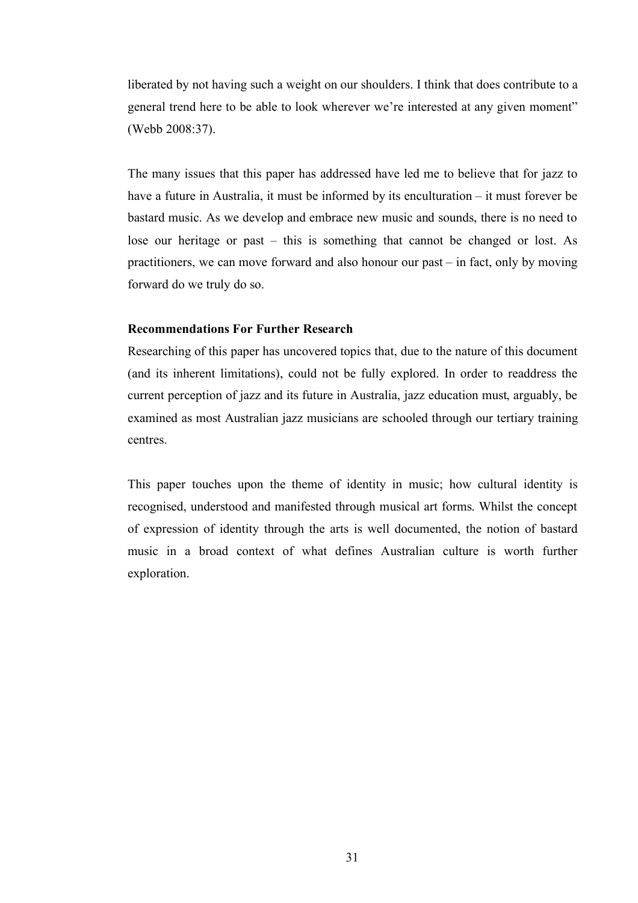liberated by not having such a weight on our shoulders. I think that does contribute to a general trend here to be able to look wherever we're interested at any given moment" (Webb 2008:37).

The many issues that this paper has addressed have led me to believe that for jazz to have a future in Australia, it must be informed by its enculturation – it must forever be bastard music. As we develop and embrace new music and sounds, there is no need to lose our heritage or past – this is something that cannot be changed or lost. As practitioners, we can move forward and also honour our past – in fact, only by moving forward do we truly do so.

**Recommendations For Further Research**

Researching of this paper has uncovered topics that, due to the nature of this document (and its inherent limitations), could not be fully explored. In order to readdress the current perception of jazz and its future in Australia, jazz education must, arguably, be examined as most Australian jazz musicians are schooled through our tertiary training centres.

This paper touches upon the theme of identity in music; how cultural identity is recognised, understood and manifested through musical art forms. Whilst the concept of expression of identity through the arts is well documented, the notion of bastard music in a broad context of what defines Australian culture is worth further exploration.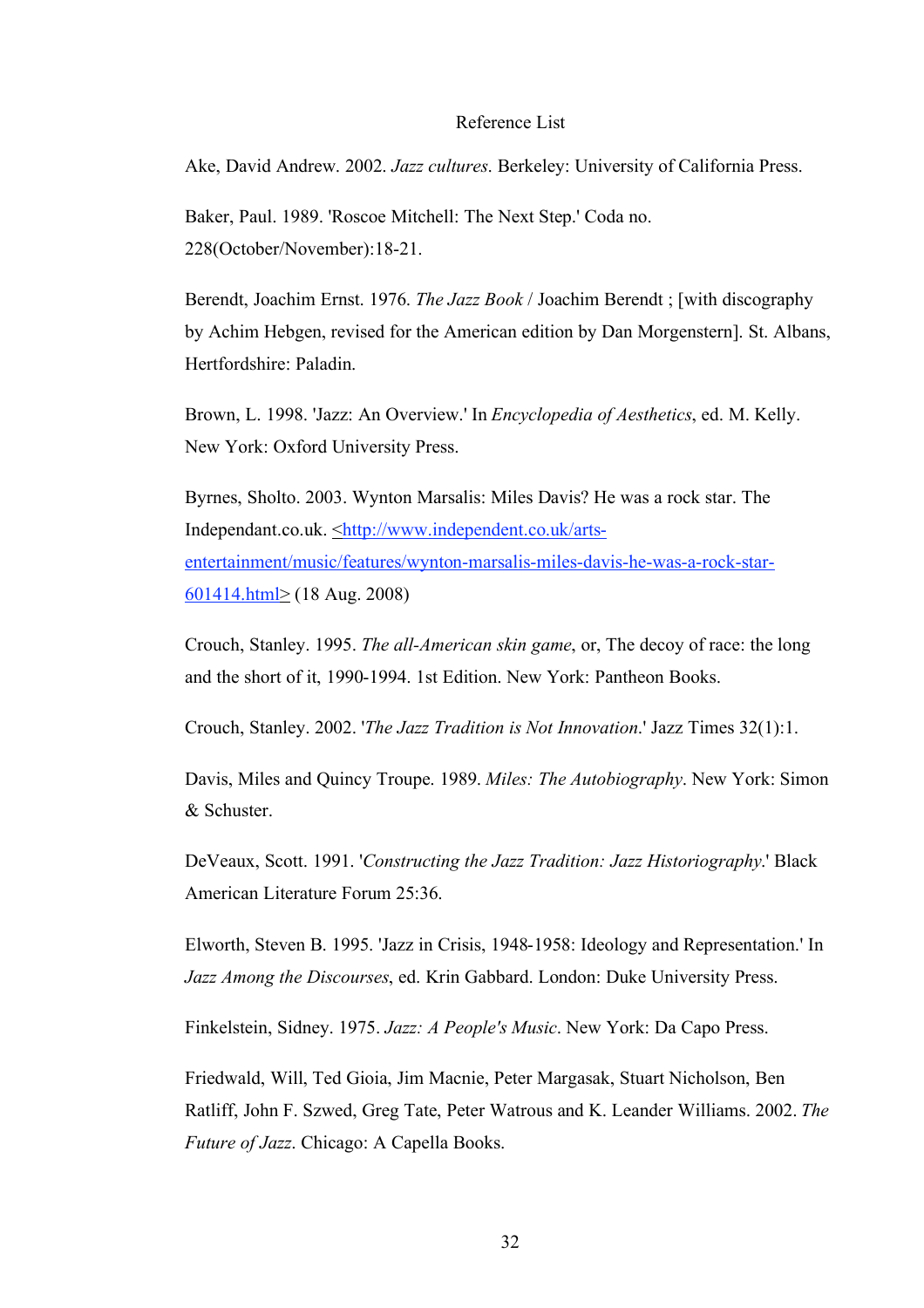# Reference List

Ake, David Andrew. 2002. *Jazz cultures*. Berkeley: University of California Press.

Baker, Paul. 1989. 'Roscoe Mitchell: The Next Step.' Coda no. 228(October/November):18-21.

Berendt, Joachim Ernst. 1976. *The Jazz Book* / Joachim Berendt ; [with discography by Achim Hebgen, revised for the American edition by Dan Morgenstern]. St. Albans, Hertfordshire: Paladin.

Brown, L. 1998. 'Jazz: An Overview.' In *Encyclopedia of Aesthetics*, ed. M. Kelly. New York: Oxford University Press.

Byrnes, Sholto. 2003. Wynton Marsalis: Miles Davis? He was a rock star. The Independant.co.uk. <http://www.independent.co.uk/arts-entertainment/music/features/wynton-marsalis-miles-davis-he-was-a-rock-star-601414.html> (18 Aug. 2008)

Crouch, Stanley. 1995. *The all-American skin game*, or, The decoy of race: the long and the short of it, 1990-1994. 1st Edition. New York: Pantheon Books.

Crouch, Stanley. 2002. '*The Jazz Tradition is Not Innovation*.' Jazz Times 32(1):1.

Davis, Miles and Quincy Troupe. 1989. *Miles: The Autobiography*. New York: Simon & Schuster.

DeVeaux, Scott. 1991. '*Constructing the Jazz Tradition: Jazz Historiography*.' Black American Literature Forum 25:36.

Elworth, Steven B. 1995. 'Jazz in Crisis, 1948-1958: Ideology and Representation.' In *Jazz Among the Discourses*, ed. Krin Gabbard. London: Duke University Press.

Finkelstein, Sidney. 1975. *Jazz: A People's Music*. New York: Da Capo Press.

Friedwald, Will, Ted Gioia, Jim Macnie, Peter Margasak, Stuart Nicholson, Ben Ratliff, John F. Szwed, Greg Tate, Peter Watrous and K. Leander Williams. 2002. *The Future of Jazz*. Chicago: A Capella Books.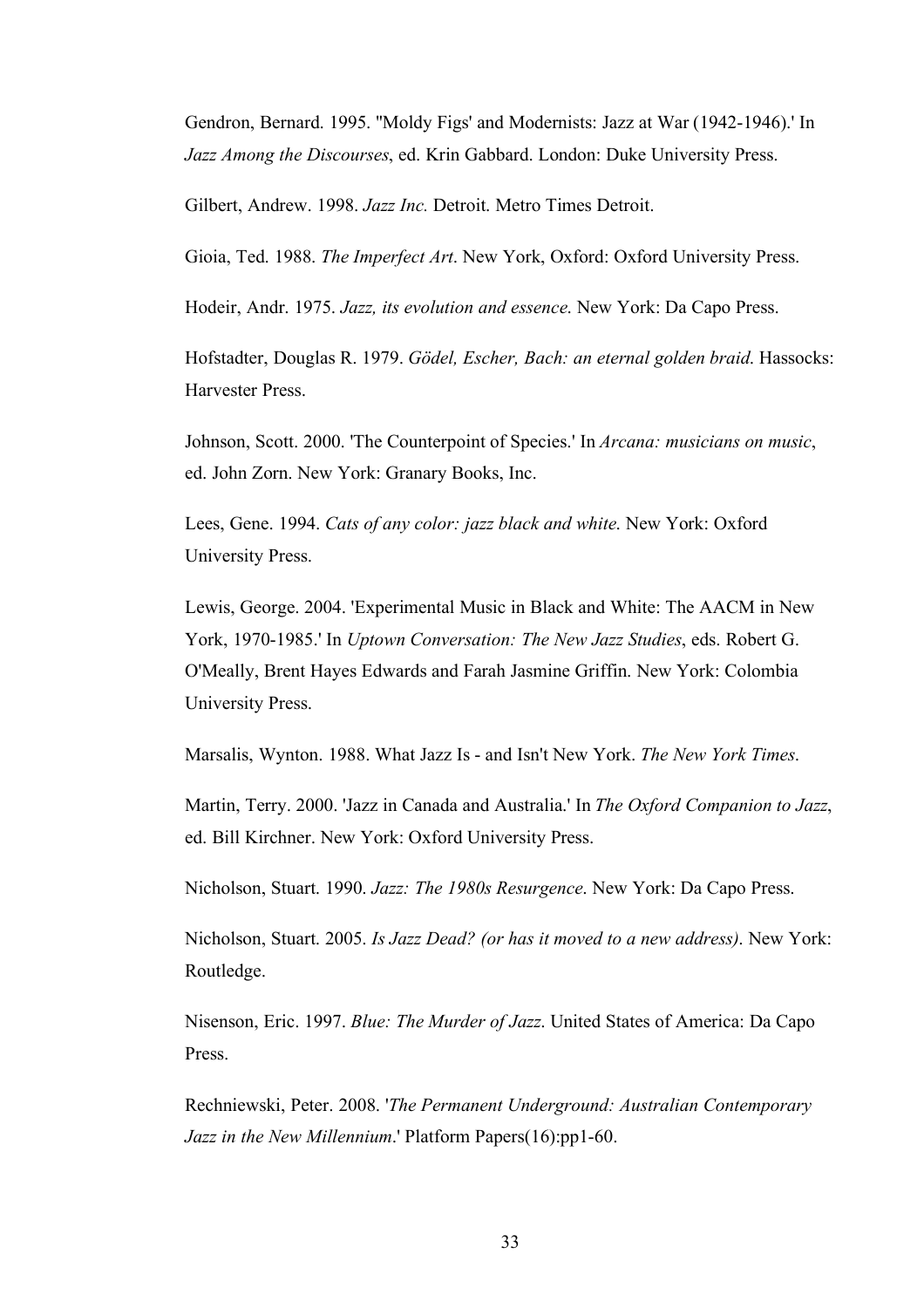Gendron, Bernard. 1995. ''Moldy Figs' and Modernists: Jazz at War (1942-1946).' In *Jazz Among the Discourses*, ed. Krin Gabbard. London: Duke University Press.

Gilbert, Andrew. 1998. *Jazz Inc.* Detroit. Metro Times Detroit.

Gioia, Ted. 1988. *The Imperfect Art*. New York, Oxford: Oxford University Press.

Hodeir, Andr. 1975. *Jazz, its evolution and essence*. New York: Da Capo Press.

Hofstadter, Douglas R. 1979. *Gödel, Escher, Bach: an eternal golden braid*. Hassocks: Harvester Press.

Johnson, Scott. 2000. 'The Counterpoint of Species.' In *Arcana: musicians on music*, ed. John Zorn. New York: Granary Books, Inc.

Lees, Gene. 1994. *Cats of any color: jazz black and white*. New York: Oxford University Press.

Lewis, George. 2004. 'Experimental Music in Black and White: The AACM in New York, 1970-1985.' In *Uptown Conversation: The New Jazz Studies*, eds. Robert G. O'Meally, Brent Hayes Edwards and Farah Jasmine Griffin. New York: Colombia University Press.

Marsalis, Wynton. 1988. What Jazz Is - and Isn't New York. *The New York Times*.

Martin, Terry. 2000. 'Jazz in Canada and Australia.' In *The Oxford Companion to Jazz*, ed. Bill Kirchner. New York: Oxford University Press.

Nicholson, Stuart. 1990. *Jazz: The 1980s Resurgence*. New York: Da Capo Press.

Nicholson, Stuart. 2005. *Is Jazz Dead? (or has it moved to a new address)*. New York: Routledge.

Nisenson, Eric. 1997. *Blue: The Murder of Jazz*. United States of America: Da Capo Press.

Rechniewski, Peter. 2008. '*The Permanent Underground: Australian Contemporary Jazz in the New Millennium*.' Platform Papers(16):pp1-60.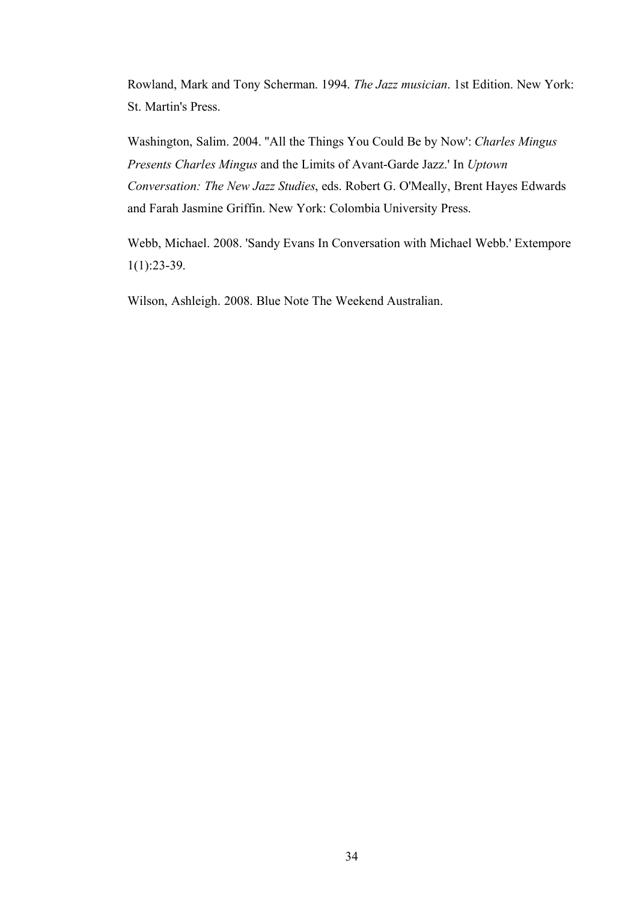Rowland, Mark and Tony Scherman. 1994. *The Jazz musician*. 1st Edition. New York: St. Martin's Press.

Washington, Salim. 2004. "All the Things You Could Be by Now': *Charles Mingus Presents Charles Mingus* and the Limits of Avant-Garde Jazz.' In *Uptown Conversation: The New Jazz Studies*, eds. Robert G. O'Meally, Brent Hayes Edwards and Farah Jasmine Griffin. New York: Colombia University Press.

Webb, Michael. 2008. 'Sandy Evans In Conversation with Michael Webb.' Extempore 1(1):23-39.

Wilson, Ashleigh. 2008. Blue Note The Weekend Australian.